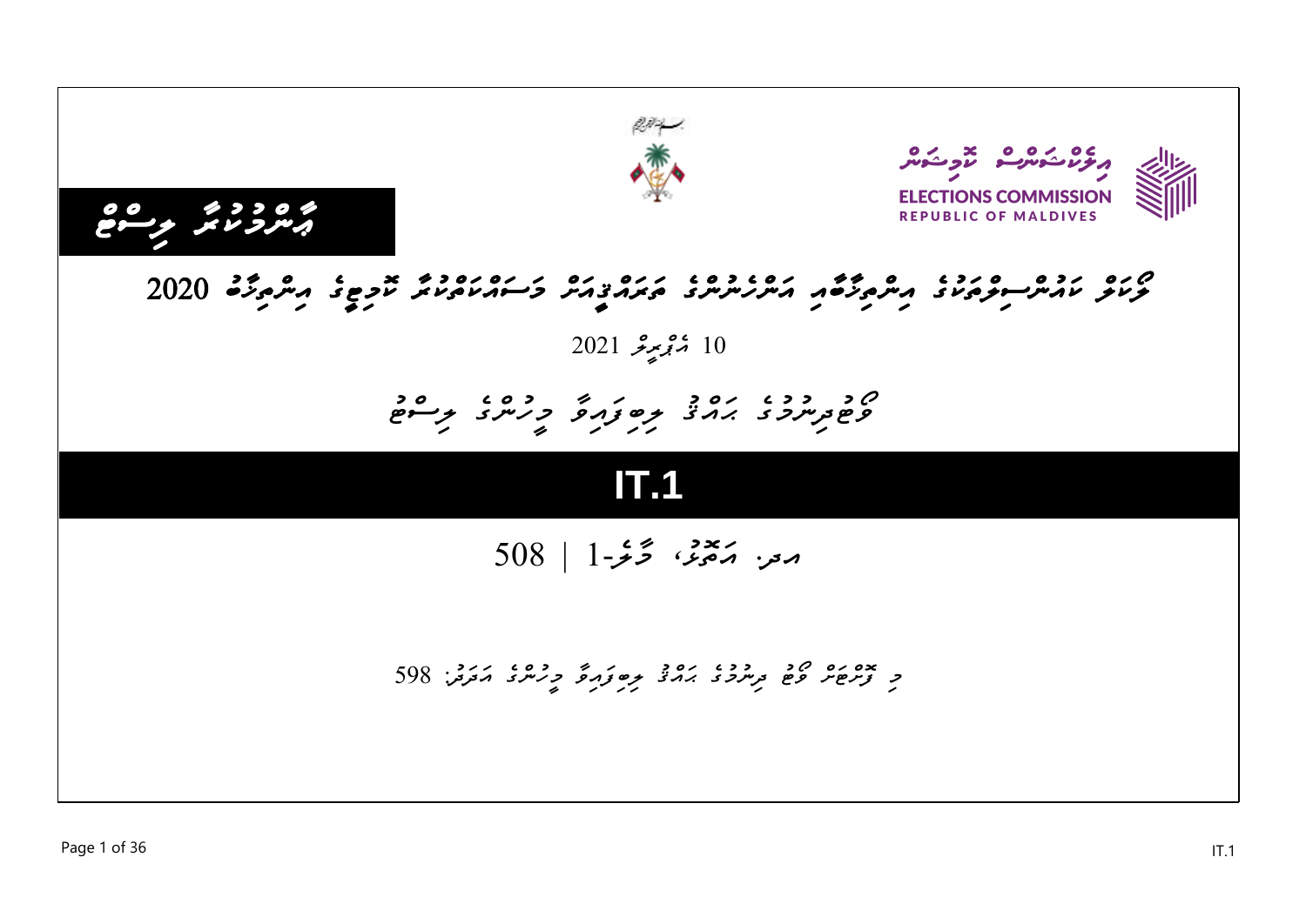ELECTIONS COMMISSION
REPUBLIC OF MALDIVES

ވިލަރެސް ނޯޓިސް

ޝުރަކާ މަޖްލިސްތަކުގެ އިންތިޚާބާއި އަންހެނުންގެ ތަރައްޤީއަށް މަސައްކަތްކުރާ ކޮމިޓީގެ އިންތިޚާބު 2020

10 އޮގަސްޓު 2021

ވޯޓުލުމުގެ ބައްޔާ ނިސްބަތްވާ ވޯޓުލުމުގެ ލިސްޓު

# IT.1

ނ. އަތޮޅު، މާލެ-1 | 508

މި ލިސްޓުގައިވާ ވޯޓުދިނުމުގެ ބައްޔާ ނިސްބަތްވާ މީހުންގެ އަދަދު: 598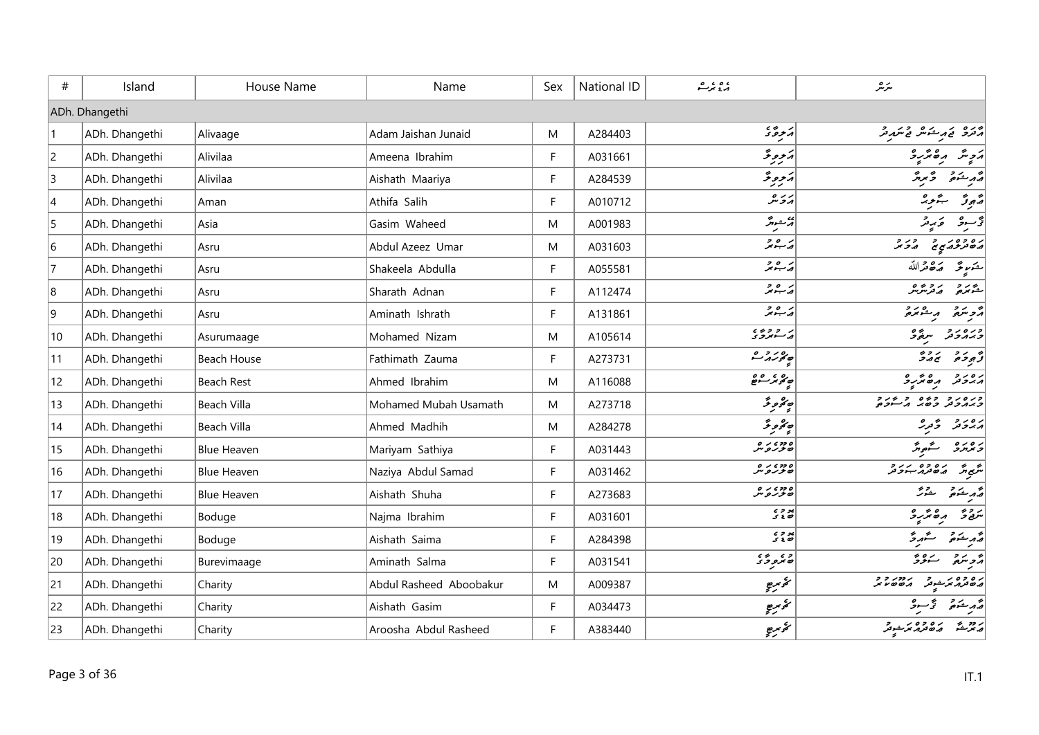| # | Island | House Name | Name | Sex | National ID | ގެއުގެ ނަން | ނަން |
|---|---|---|---|---|---|---|---|
| ADh. Dhangethi | | | | | | | |
| 1 | ADh. Dhangethi | Alivaage | Adam Jaishan Junaid | M | A284403 | އަލިވާގެ | އާދަމް ޖައިޝަން ޖުނައިދު |
| 2 | ADh. Dhangethi | Alivilaa | Ameena Ibrahim | F | A031661 | އަލިވިލާ | އަމީނާ އިބްރާހީމް |
| 3 | ADh. Dhangethi | Alivilaa | Aishath Maariya | F | A284539 | އަލިވިލާ | އައިޝަތު މާރިޔާ |
| 4 | ADh. Dhangethi | Aman | Athifa Salih | F | A010712 | އަމަން | އާތިފާ ސާލިހް |
| 5 | ADh. Dhangethi | Asia | Gasim Waheed | M | A001983 | އޭޝިއާ | ޤާސިމް ވަހީދު |
| 6 | ADh. Dhangethi | Asru | Abdul Azeez Umar | M | A031603 | އަސްރު | އަބްދުލްއަޒީޒް އުމަރު |
| 7 | ADh. Dhangethi | Asru | Shakeela Abdulla | F | A055581 | އަސްރު | ޝަކީލާ އަބްދުﷲ |
| 8 | ADh. Dhangethi | Asru | Sharath Adnan | F | A112474 | އަސްރު | ޝާރަތު އަދުނާން |
| 9 | ADh. Dhangethi | Asru | Aminath Ishrath | F | A131861 | އަސްރު | އާމިނަތު އިޝްރަތު |
| 10 | ADh. Dhangethi | Asurumaage | Mohamed Nizam | M | A105614 | އަސުރުމާގެ | މުހައްމަދު ނިޒާމް |
| 11 | ADh. Dhangethi | Beach House | Fathimath Zauma | F | A273731 | ބީޗްހައުސް | ފާތިމަތު ޒައުމާ |
| 12 | ADh. Dhangethi | Beach Rest | Ahmed Ibrahim | M | A116088 | ބީޗްރެސްޓް | އަހުމަދު އިބްރާހީމް |
| 13 | ADh. Dhangethi | Beach Villa | Mohamed Mubah Usamath | M | A273718 | ބީޗްވިލާ | މުހައްމަދު މުބާހް އުސާމަތު |
| 14 | ADh. Dhangethi | Beach Villa | Ahmed Madhih | M | A284278 | ބީޗްވިލާ | އަހުމަދު މާދިހް |
| 15 | ADh. Dhangethi | Blue Heaven | Mariyam Sathiya | F | A031443 | ބްލޫހެވަން | މަރިޔަމް ސާތިޔާ |
| 16 | ADh. Dhangethi | Blue Heaven | Naziya Abdul Samad | F | A031462 | ބްލޫހެވަން | ނާޒިޔާ އަބްދުއްސަމަދު |
| 17 | ADh. Dhangethi | Blue Heaven | Aishath Shuha | F | A273683 | ބްލޫހެވަން | އައިޝަތު ޝުހާ |
| 18 | ADh. Dhangethi | Boduge | Najma Ibrahim | F | A031601 | ބޮޑުގެ | ނަޖްމާ އިބްރާހީމް |
| 19 | ADh. Dhangethi | Boduge | Aishath Saima | F | A284398 | ބޮޑުގެ | އައިޝަތު ސާއިމާ |
| 20 | ADh. Dhangethi | Burevimaage | Aminath Salma | F | A031541 | ބުރެވިމާގެ | އާމިނަތު ސަލްމާ |
| 21 | ADh. Dhangethi | Charity | Abdul Rasheed Aboobakur | M | A009387 | ޗެރިޓީ | އަބްދުއްރަޝީދު އަބޫބަކުރު |
| 22 | ADh. Dhangethi | Charity | Aishath Gasim | F | A034473 | ޗެރިޓީ | އައިޝަތު ޤާސިމް |
| 23 | ADh. Dhangethi | Charity | Aroosha Abdul Rasheed | F | A383440 | ޗެރިޓީ | އަރޫޝާ އަބްދުއްރަޝީދު |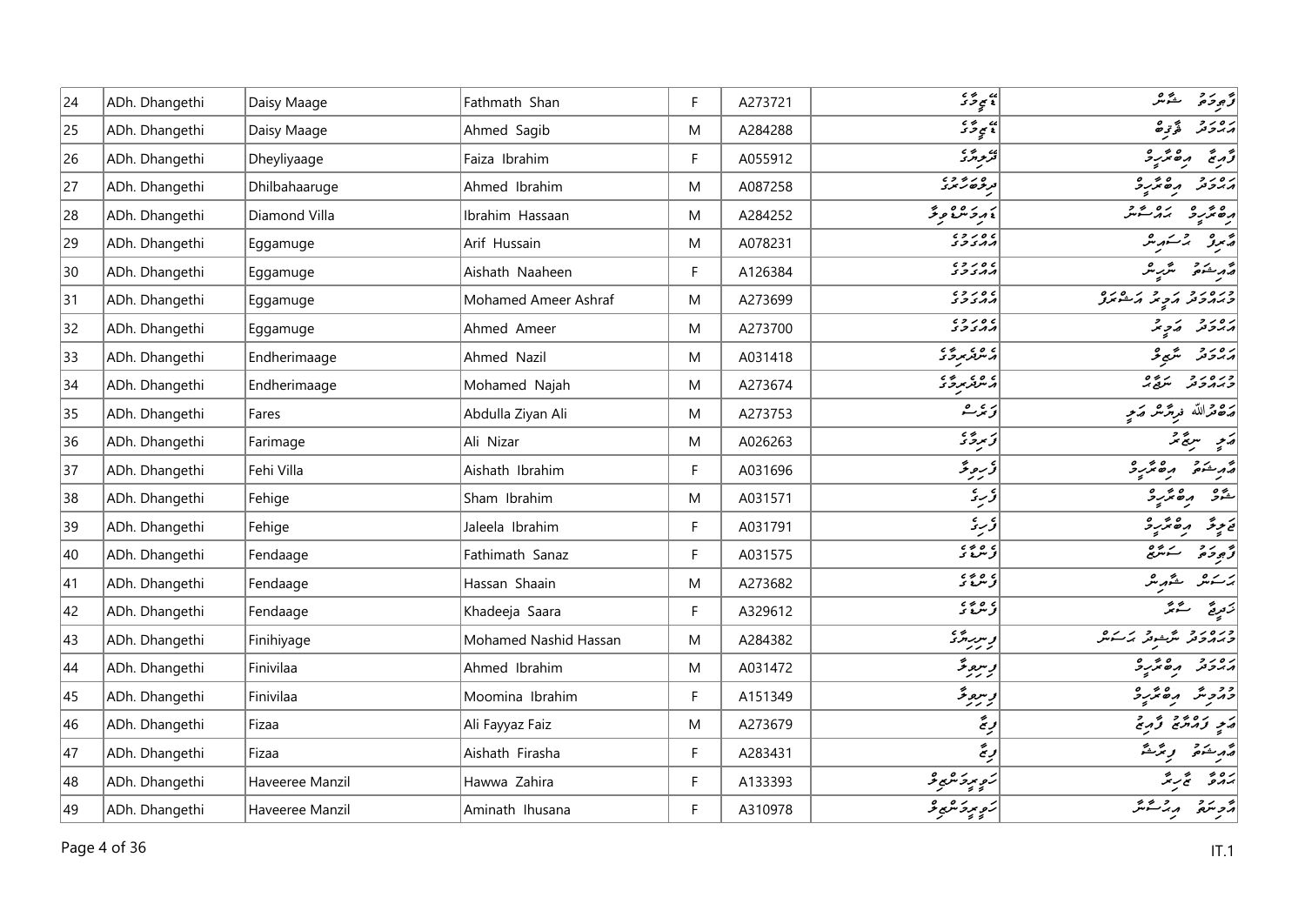| 24 | ADh. Dhangethi | Daisy Maage | Fathmath Shan | F | A273721 | ޑޭޒީމާގެ | ފާތިމަތު ޝާން |
|---|---|---|---|---|---|---|---|
| 25 | ADh. Dhangethi | Daisy Maage | Ahmed Sagib | M | A284288 | ޑޭޒީމާގެ | އަޙްމަދު ޘާޤިބް |
| 26 | ADh. Dhangethi | Dheyliyaage | Faiza Ibrahim | F | A055912 | ދޭލިޔާގެ | ފާއިޒާ އިބްރާހީމް |
| 27 | ADh. Dhangethi | Dhilbahaaruge | Ahmed Ibrahim | M | A087258 | ދިލްބަހާރުގެ | އަޙްމަދު އިބްރާހީމް |
| 28 | ADh. Dhangethi | Diamond Villa | Ibrahim Hassaan | M | A284252 | ޑައިމަންޑްވިލާ | އިބްރާހީމް ހައްސާން |
| 29 | ADh. Dhangethi | Eggamuge | Arif Hussain | M | A078231 | އެގަމުގެ | އާރިފް ހުސައިން |
| 30 | ADh. Dhangethi | Eggamuge | Aishath Naaheen | F | A126384 | އެގަމުގެ | އާއިޝަތު ނާހީން |
| 31 | ADh. Dhangethi | Eggamuge | Mohamed Ameer Ashraf | M | A273699 | އެގަމުގެ | މުޙައްމަދު އަމީރު އަޝްރަފް |
| 32 | ADh. Dhangethi | Eggamuge | Ahmed Ameer | M | A273700 | އެގަމުގެ | އަޙްމަދު އަމީރު |
| 33 | ADh. Dhangethi | Endherimaage | Ahmed Nazil | M | A031418 | އެންދެރިމާގެ | އަޙްމަދު ނާޒިލް |
| 34 | ADh. Dhangethi | Endherimaage | Mohamed Najah | M | A273674 | އެންދެރިމާގެ | މުޙައްމަދު ނަޖާޙް |
| 35 | ADh. Dhangethi | Fares | Abdulla Ziyan Ali | M | A273753 | ފަރެސް | އަބްދުﷲ ޒިޔާން އަލި |
| 36 | ADh. Dhangethi | Farimage | Ali Nizar | M | A026263 | ފަރިމާގެ | އަލި ނިޒާރު |
| 37 | ADh. Dhangethi | Fehi Villa | Aishath Ibrahim | F | A031696 | ފެހިވިލާ | އާއިޝަތު އިބްރާހީމް |
| 38 | ADh. Dhangethi | Fehige | Sham Ibrahim | M | A031571 | ފެހިގެ | ޝާމް އިބްރާހީމް |
| 39 | ADh. Dhangethi | Fehige | Jaleela Ibrahim | F | A031791 | ފެހިގެ | ޖަލީލާ އިބްރާހީމް |
| 40 | ADh. Dhangethi | Fendaage | Fathimath Sanaz | F | A031575 | ފެންޑާގެ | ފާތިމަތު ސަނާޒް |
| 41 | ADh. Dhangethi | Fendaage | Hassan Shaain | M | A273682 | ފެންޑާގެ | ހަސަން ޝާއިން |
| 42 | ADh. Dhangethi | Fendaage | Khadeeja Saara | F | A329612 | ފެންޑާގެ | ޚަދީޖާ ސާރާ |
| 43 | ADh. Dhangethi | Finihiyage | Mohamed Nashid Hassan | M | A284382 | ފިނިހިޔާގެ | މުޙައްމަދު ނާޝިދު ހަސަން |
| 44 | ADh. Dhangethi | Finivilaa | Ahmed Ibrahim | M | A031472 | ފިނިވިލާ | އަޙްމަދު އިބްރާހީމް |
| 45 | ADh. Dhangethi | Finivilaa | Moomina Ibrahim | F | A151349 | ފިނިވިލާ | މޫމިނާ އިބްރާހީމް |
| 46 | ADh. Dhangethi | Fizaa | Ali Fayyaz Faiz | M | A273679 | ފިޒާ | އަލި ފައްޔާޒް ފާއިޒް |
| 47 | ADh. Dhangethi | Fizaa | Aishath Firasha | F | A283431 | ފިޒާ | އާއިޝަތު ފިރާޝާ |
| 48 | ADh. Dhangethi | Haveeree Manzil | Hawwa Zahira | F | A133393 | ހަވީރީމަންޒިލް | ހައްވާ ޒާހިރާ |
| 49 | ADh. Dhangethi | Haveeree Manzil | Aminath Ihusana | F | A310978 | ހަވީރީމަންޒިލް | އާމިނަތު އިހުސާނާ |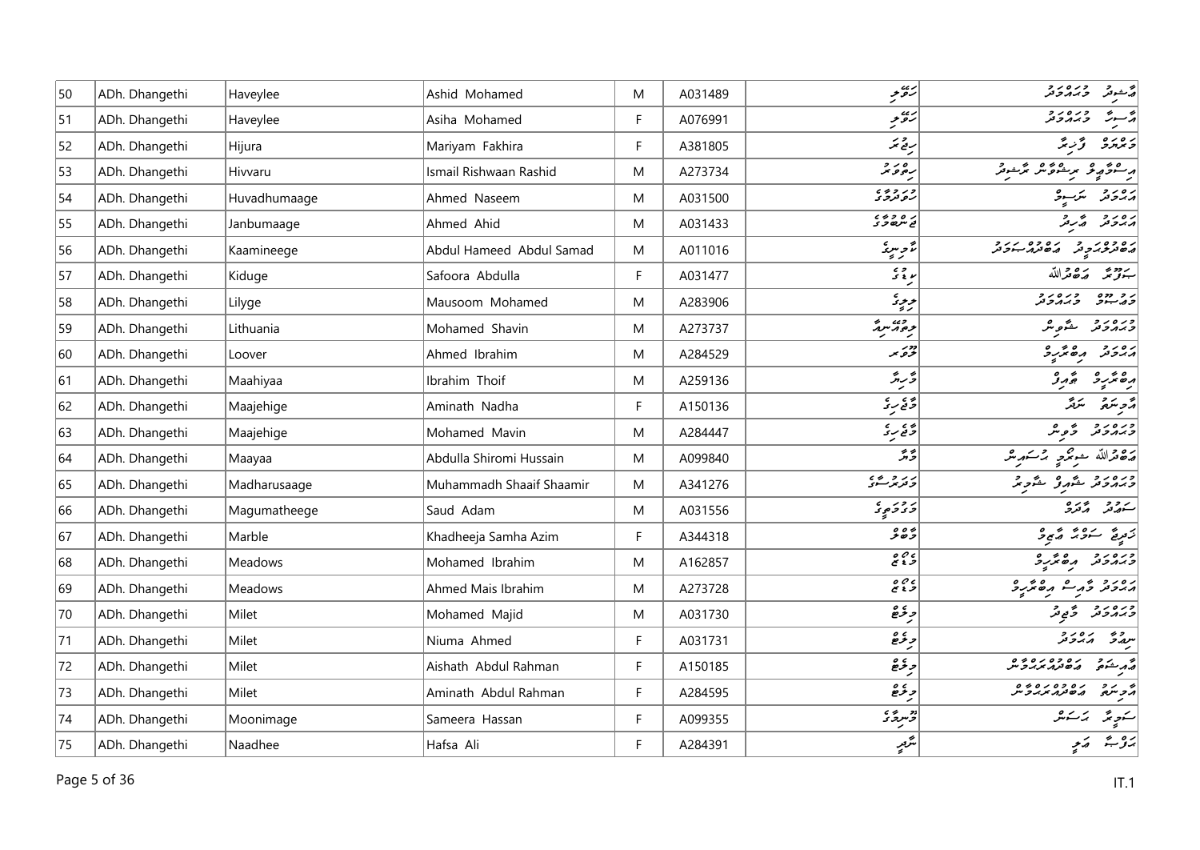| 50 | ADh. Dhangethi | Haveylee | Ashid Mohamed | M | A031489 | ހަވޭލީ | އާޝިދު މުޙައްމަދު |
|---|---|---|---|---|---|---|---|
| 51 | ADh. Dhangethi | Haveylee | Asiha Mohamed | F | A076991 | ހަވޭލީ | އާސިހާ މުޙައްމަދު |
| 52 | ADh. Dhangethi | Hijura | Mariyam Fakhira | F | A381805 | ހިޖުރާ | މަރިޔަމް ފާހިރާ |
| 53 | ADh. Dhangethi | Hivvaru | Ismail Rishwaan Rashid | M | A273734 | ހިއްވަރު | އިސްމާޢީލް ރިޝްވާން ރާޝިދު |
| 54 | ADh. Dhangethi | Huvadhumaage | Ahmed Naseem | M | A031500 | ހުވަދުމާގެ | އަޙްމަދު ނަސީމް |
| 55 | ADh. Dhangethi | Janbumaage | Ahmed Ahid | M | A031433 | ޖަންބުމާގެ | އަޙްމަދު އާހިދު |
| 56 | ADh. Dhangethi | Kaamineege | Abdul Hameed Abdul Samad | M | A011016 | ކާމިނީގެ | އަބްދުލްޙަމީދު އަބްދުލްޞަމަދު |
| 57 | ADh. Dhangethi | Kiduge | Safoora Abdulla | F | A031477 | ކިދުގެ | ޞަފޫރާ އަބްދުﷲ |
| 58 | ADh. Dhangethi | Lilyge | Mausoom Mohamed | M | A283906 | ލިލީގެ | މައުޞޫމް މުޙައްމަދު |
| 59 | ADh. Dhangethi | Lithuania | Mohamed Shavin | M | A273737 | ލިތުއޭނިއާ | މުޙައްމަދު ޝާވިން |
| 60 | ADh. Dhangethi | Loover | Ahmed Ibrahim | M | A284529 | ލޫވަރ | އަޙްމަދު އިބްރާހީމް |
| 61 | ADh. Dhangethi | Maahiyaa | Ibrahim Thoif | M | A259136 | މާހިޔާ | އިބްރާހީމް ޘާއިފް |
| 62 | ADh. Dhangethi | Maajehige | Aminath Nadha | F | A150136 | މާޖެހިގެ | އާމިނަތު ނަދާ |
| 63 | ADh. Dhangethi | Maajehige | Mohamed Mavin | M | A284447 | މާޖެހިގެ | މުޙައްމަދު މާވިން |
| 64 | ADh. Dhangethi | Maayaa | Abdulla Shiromi Hussain | M | A099840 | މާޔާ | އަބްދުﷲ ޝިރޯމީ ހުސައިން |
| 65 | ADh. Dhangethi | Madharusaage | Muhammadh Shaaif Shaamir | M | A341276 | މަދަރުސާގެ | މުޙައްމަދު ޝާއިފް ޝާމިރު |
| 66 | ADh. Dhangethi | Magumatheege | Saud Adam | M | A031556 | މަގުމަތީގެ | ސަޢުދު އާދަމް |
| 67 | ADh. Dhangethi | Marble | Khadheeja Samha Azim | F | A344318 | މާބަލް | ޚަދީޖާ ސަމްހާ އާޒިމް |
| 68 | ADh. Dhangethi | Meadows | Mohamed Ibrahim | M | A162857 | މެޑޯޒް | މުޙައްމަދު އިބްރާހީމް |
| 69 | ADh. Dhangethi | Meadows | Ahmed Mais Ibrahim | M | A273728 | މެޑޯޒް | އަޙްމަދު މާއިސް އިބްރާހީމް |
| 70 | ADh. Dhangethi | Milet | Mohamed Majid | M | A031730 | މިލެޓް | މުޙައްމަދު މާޖިދު |
| 71 | ADh. Dhangethi | Milet | Niuma Ahmed | F | A031731 | މިލެޓް | ނިޢުމާ އަޙްމަދު |
| 72 | ADh. Dhangethi | Milet | Aishath Abdul Rahman | F | A150185 | މިލެޓް | އައިޝަތު އަބްދުއްރަޙްމާން |
| 73 | ADh. Dhangethi | Milet | Aminath Abdul Rahman | F | A284595 | މިލެޓް | އާމިނަތު އަބްދުއްރަޙްމާން |
| 74 | ADh. Dhangethi | Moonimage | Sameera Hassan | F | A099355 | މޫނިމާގެ | ސަމީރާ ހަސަން |
| 75 | ADh. Dhangethi | Naadhee | Hafsa Ali | F | A284391 | ނާދީ | ހަފްސާ އަލީ |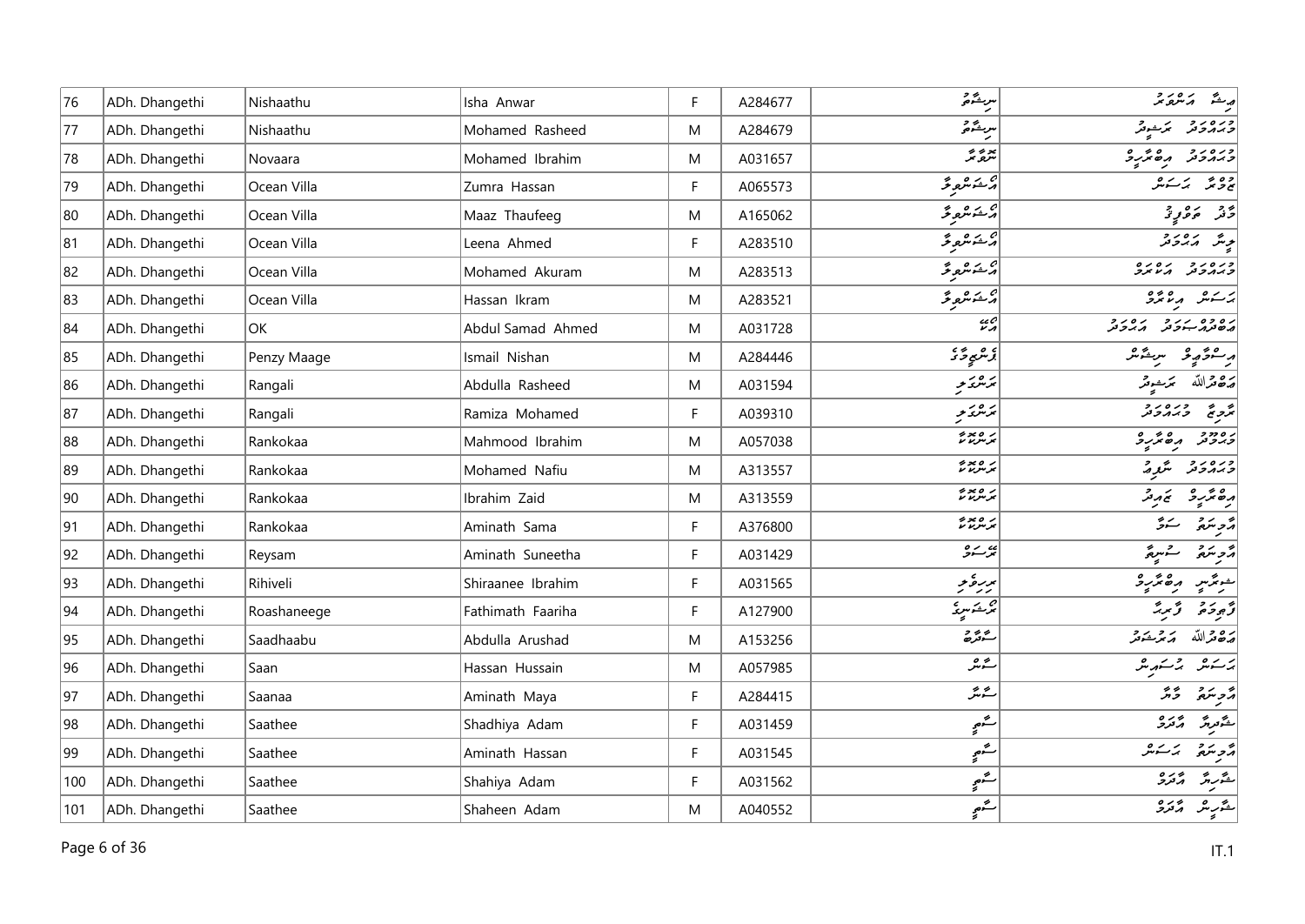| 76 | ADh. Dhangethi | Nishaathu | Isha Anwar | F | A284677 | سرڪَمُ | مِشَ مَسْعَ بَرْ |
|---|---|---|---|---|---|---|---|
| 77 | ADh. Dhangethi | Nishaathu | Mohamed Rasheed | M | A284679 | سرڪَمُ | وَرَوَرُ بَرَشِيْرُ |
| 78 | ADh. Dhangethi | Novaara | Mohamed Ibrahim | M | A031657 | سُرَّ بَرُ | وَرَوَرُ مِرْصُ بَرُرِ وُ |
| 79 | ADh. Dhangethi | Ocean Villa | Zumra Hassan | F | A065573 | مُ شَهْ سُرِ وِ مَحْ | مُجْ وُبَرُ بَرَسَرْ |
| 80 | ADh. Dhangethi | Ocean Villa | Maaz Thaufeeg | M | A165062 | مُ شَهْ سُرِ وِ مَحْ | وَمْ رُ مَوْرِيْ |
| 81 | ADh. Dhangethi | Ocean Villa | Leena Ahmed | F | A283510 | مُ شَهْ سُرِ وِ مَحْ | مِيْرَ مَرْ وَرَ |
| 82 | ADh. Dhangethi | Ocean Villa | Mohamed Akuram | M | A283513 | مُ شَهْ سُرِ وِ مَحْ | وَرَوَرُ مَرْ بَرَوْ |
| 83 | ADh. Dhangethi | Ocean Villa | Hassan Ikram | M | A283521 | مُ شَهْ سُرِ وِ مَحْ | بَرَسَرْ مِرْ بَرُوْ |
| 84 | ADh. Dhangethi | OK | Abdul Samad Ahmed | M | A031728 | مُرَ | مَرْ صُرْ سَرَرُ مَرْ وَرُ |
| 85 | ADh. Dhangethi | Penzy Maage | Ismail Nishan | M | A284446 | بُ سُرْيِ وُ ى | مِ سُوَّ مِ وُ سِرْشَرْ |
| 86 | ADh. Dhangethi | Rangali | Abdulla Rasheed | M | A031594 | بَرْسُرَ وِ | مَرْ صُرَاللّه بَرَشِيْرُ |
| 87 | ADh. Dhangethi | Rangali | Ramiza Mohamed | F | A039310 | بَرْسُرَ وِ | بُرِيْ وَرَوَرُ |
| 88 | ADh. Dhangethi | Rankokaa | Mahmood Ibrahim | M | A057038 | بَرْسُرْ مَ | وَرْوُرُ مِرْصُ بَرُرِ وُ |
| 89 | ADh. Dhangethi | Rankokaa | Mohamed Nafiu | M | A313557 | بَرْسُرْ مَ | وَرَوَرُ سَرِدُ |
| 90 | ADh. Dhangethi | Rankokaa | Ibrahim Zaid | M | A313559 | بَرْسُرْ مَ | مِرْصُ بَرُرِ وُ يَمِ دُ |
| 91 | ADh. Dhangethi | Rankokaa | Aminath Sama | F | A376800 | بَرْسُرْ مَ | مَرِ سَرَ سَوَّ |
| 92 | ADh. Dhangethi | Reysam | Aminath Suneetha | F | A031429 | بَرْ سَوْ | مَرِ سَرَ سُسِرِ مَ |
| 93 | ADh. Dhangethi | Rihiveli | Shiraanee Ibrahim | F | A031565 | بِرِ وُ وِ | شِبَرُ سِرْ مِرْصُ بَرُرِ وُ |
| 94 | ADh. Dhangethi | Roashaneege | Fathimath Faariha | F | A127900 | بُرْشَ سِرِى | وَجِ وَرَ وَبِرُ |
| 95 | ADh. Dhangethi | Saadhaabu | Abdulla Arushad | M | A153256 | سُرَ صُ | مَرْ صُرَاللّه مَبَرْشَرُ |
| 96 | ADh. Dhangethi | Saan | Hassan Hussain | M | A057985 | سُرْ | بَرَسَرْ بُرْسَمِرْ |
| 97 | ADh. Dhangethi | Saanaa | Aminath Maya | F | A284415 | سُرَّ | مَرِ سَرَ وَمَرُ |
| 98 | ADh. Dhangethi | Saathee | Shadhiya Adam | F | A031459 | سُمِ | شُرِ مَرُ مَرَوْ |
| 99 | ADh. Dhangethi | Saathee | Aminath Hassan | F | A031545 | سُمِ | مَرِ سَرَ بَرَسَرْ |
| 100 | ADh. Dhangethi | Saathee | Shahiya Adam | F | A031562 | سُمِ | شُرِ مَرُ مَرَوْ |
| 101 | ADh. Dhangethi | Saathee | Shaheen Adam | M | A040552 | سُمِ | شُرِ سُرْ مَرَوْ |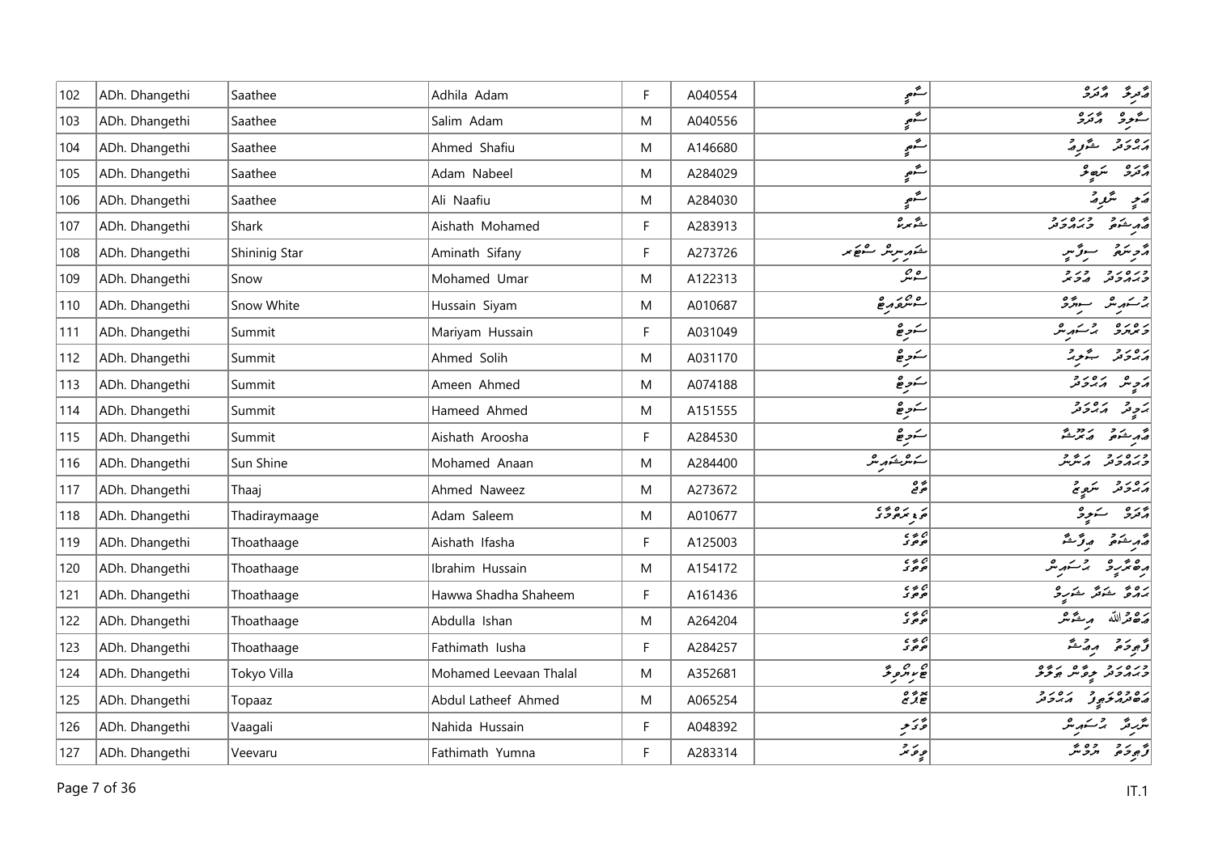| 102 | ADh. Dhangethi | Saathee | Adhila Adam | F | A040554 | ސާތީ | އާދިލާ އާދަމް |
|---|---|---|---|---|---|---|---|
| 103 | ADh. Dhangethi | Saathee | Salim Adam | M | A040556 | ސާތީ | ސާލިމް އާދަމް |
| 104 | ADh. Dhangethi | Saathee | Ahmed Shafiu | M | A146680 | ސާތީ | އަޙްމަދު ޝާފިޢު |
| 105 | ADh. Dhangethi | Saathee | Adam Nabeel | M | A284029 | ސާތީ | އާދަމް ނަބީލް |
| 106 | ADh. Dhangethi | Saathee | Ali Naafiu | M | A284030 | ސާތީ | އަލި ނާފިޢު |
| 107 | ADh. Dhangethi | Shark | Aishath Mohamed | F | A283913 | ޝާކް | އައިޝަތު މުޙައްމަދު |
| 108 | ADh. Dhangethi | Shininig Star | Aminath Sifany | F | A273726 | ޝައިނިންގ ސްޓާރ | އާމިނަތު ސިފާނީ |
| 109 | ADh. Dhangethi | Snow | Mohamed Umar | M | A122313 | ސްނޯ | މުޙައްމަދު އުމަރު |
| 110 | ADh. Dhangethi | Snow White | Hussain Siyam | M | A010687 | ސްނޯވައިޓް | ހުސައިން ސިޔާމް |
| 111 | ADh. Dhangethi | Summit | Mariyam Hussain | F | A031049 | ސަމިޓް | މަރިޔަމް ހުސައިން |
| 112 | ADh. Dhangethi | Summit | Ahmed Solih | M | A031170 | ސަމިޓް | އަޙްމަދު ޞާލިޙް |
| 113 | ADh. Dhangethi | Summit | Ameen Ahmed | M | A074188 | ސަމިޓް | އަމީން އަޙްމަދު |
| 114 | ADh. Dhangethi | Summit | Hameed Ahmed | M | A151555 | ސަމިޓް | ހަމީދު އަޙްމަދު |
| 115 | ADh. Dhangethi | Summit | Aishath Aroosha | F | A284530 | ސަމިޓް | އައިޝަތު އަރޫޝާ |
| 116 | ADh. Dhangethi | Sun Shine | Mohamed Anaan | M | A284400 | ސަންޝައިން | މުޙައްމަދު އަނާން |
| 117 | ADh. Dhangethi | Thaaj | Ahmed Naweez | M | A273672 | ތާޖް | އަޙްމަދު ނަވީޒު |
| 118 | ADh. Dhangethi | Thadiraymaage | Adam Saleem | M | A010677 | ތަދިރޭމާގެ | އާދަމް ސަލީމް |
| 119 | ADh. Dhangethi | Thoathaage | Aishath Ifasha | F | A125003 | ތޮތާގެ | އައިޝަތު އިފާޝާ |
| 120 | ADh. Dhangethi | Thoathaage | Ibrahim Hussain | M | A154172 | ތޮތާގެ | އިބްރާހީމް ހުސައިން |
| 121 | ADh. Dhangethi | Thoathaage | Hawwa Shadha Shaheem | F | A161436 | ތޮތާގެ | ހައްވާ ޝަދާ ޝަހީމް |
| 122 | ADh. Dhangethi | Thoathaage | Abdulla Ishan | M | A264204 | ތޮތާގެ | އަބްދުﷲ އިޝާން |
| 123 | ADh. Dhangethi | Thoathaage | Fathimath Iusha | F | A284257 | ތޮތާގެ | ފާތިމަތު އިއުޝާ |
| 124 | ADh. Dhangethi | Tokyo Villa | Mohamed Leevaan Thalal | M | A352681 | ޓޯކިޔޯވިލާ | މުޙައްމަދު ލީވާން ތަލާލް |
| 125 | ADh. Dhangethi | Topaaz | Abdul Latheef Ahmed | M | A065254 | ޓޮޕާޒް | އަބްދުއްލަޠީފް އަޙްމަދު |
| 126 | ADh. Dhangethi | Vaagali | Nahida Hussain | F | A048392 | ވާގަލި | ނާހިދާ ހުސައިން |
| 127 | ADh. Dhangethi | Veevaru | Fathimath Yumna | F | A283314 | ވީވަރު | ފާތިމަތު ޔުމްނާ |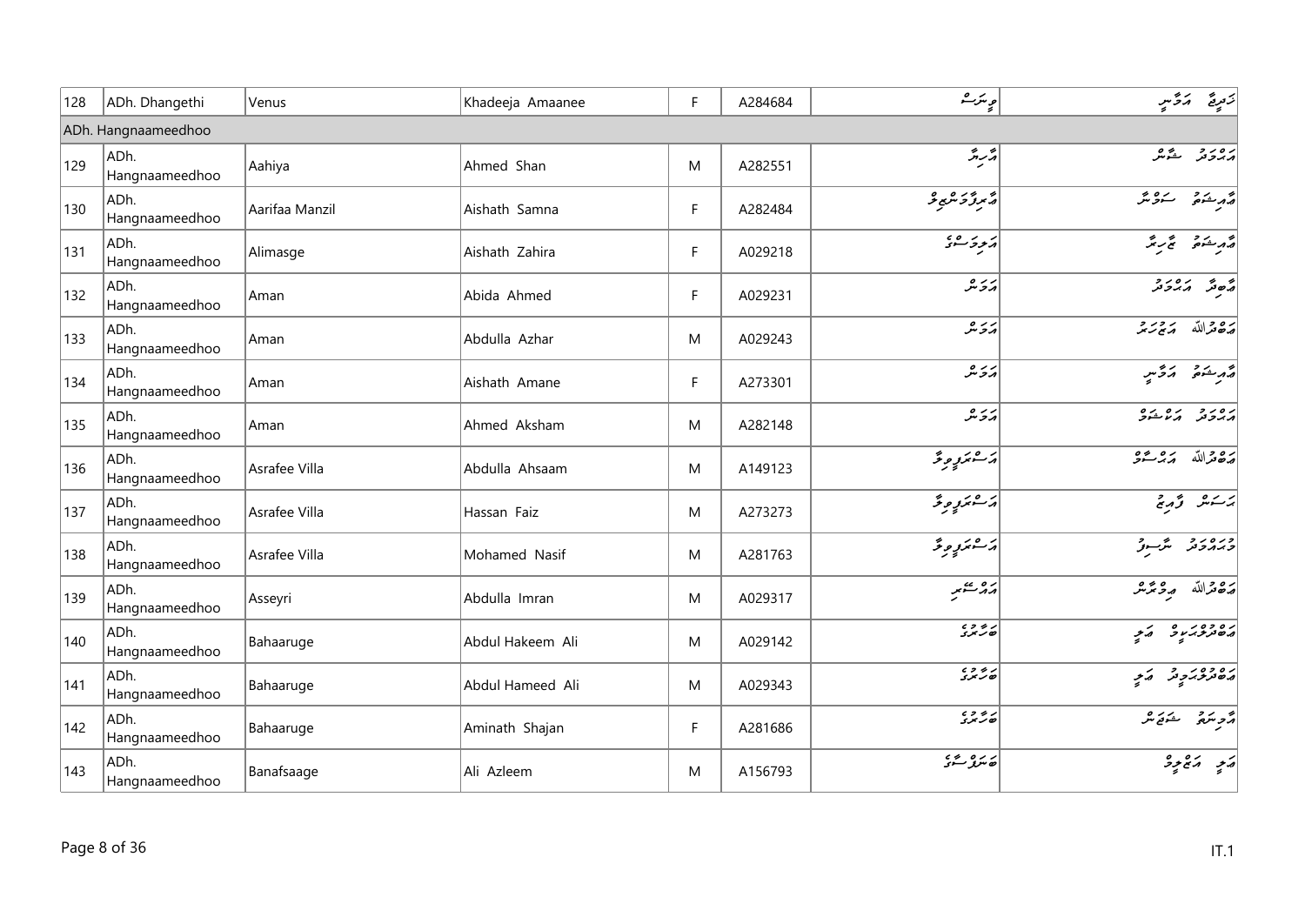| 128 | ADh. Dhangethi | Venus | Khadeeja Amaanee | F | A284684 | ވީނަސް | ޚަދީޖާ އަމާނީ |
|---|---|---|---|---|---|---|---|
| ADh. Hangnaameedhoo | | | | | | | |
| 129 | ADh. Hangnaameedhoo | Aahiya | Ahmed Shan | M | A282551 | އާހިޔާ | އަޙްމަދު ޝާން |
| 130 | ADh. Hangnaameedhoo | Aarifaa Manzil | Aishath Samna | F | A282484 | އާރިފާމަންޒިލް | އާއިޝަތު ސަމްނާ |
| 131 | ADh. Hangnaameedhoo | Alimasge | Aishath Zahira | F | A029218 | އަލިމަސްގެ | އާއިޝަތު ޒާހިރާ |
| 132 | ADh. Hangnaameedhoo | Aman | Abida Ahmed | F | A029231 | އަމަން | އާބިދާ އަޙްމަދު |
| 133 | ADh. Hangnaameedhoo | Aman | Abdulla Azhar | M | A029243 | އަމަން | އަބްދުﷲ އަޒްހަރު |
| 134 | ADh. Hangnaameedhoo | Aman | Aishath Amane | F | A273301 | އަމަން | އާއިޝަތު އަމާނީ |
| 135 | ADh. Hangnaameedhoo | Aman | Ahmed Aksham | M | A282148 | އަމަން | އަޙްމަދު އަކްޝަމް |
| 136 | ADh. Hangnaameedhoo | Asrafee Villa | Abdulla Ahsaam | M | A149123 | އަސްރަފީވިލާ | އަބްދުﷲ އަޙްސާމް |
| 137 | ADh. Hangnaameedhoo | Asrafee Villa | Hassan Faiz | M | A273273 | އަސްރަފީވިލާ | ހަސަން ފާއިޒް |
| 138 | ADh. Hangnaameedhoo | Asrafee Villa | Mohamed Nasif | M | A281763 | އަސްރަފީވިލާ | މުޙައްމަދު ނާސިފް |
| 139 | ADh. Hangnaameedhoo | Asseyri | Abdulla Imran | M | A029317 | އައްސޭރި | އަބްދުﷲ އިމްރާން |
| 140 | ADh. Hangnaameedhoo | Bahaaruge | Abdul Hakeem Ali | M | A029142 | ބަހާރުގެ | އަބްދުލްޙަކީމް އަލި |
| 141 | ADh. Hangnaameedhoo | Bahaaruge | Abdul Hameed Ali | M | A029343 | ބަހާރުގެ | އަބްދުލްޙަމީދު އަލި |
| 142 | ADh. Hangnaameedhoo | Bahaaruge | Aminath Shajan | F | A281686 | ބަހާރުގެ | އާމިނަތު ޝަޖަން |
| 143 | ADh. Hangnaameedhoo | Banafsaage | Ali Azleem | M | A156793 | ބަނަފްސާގެ | އަލި އަޒްލީމް |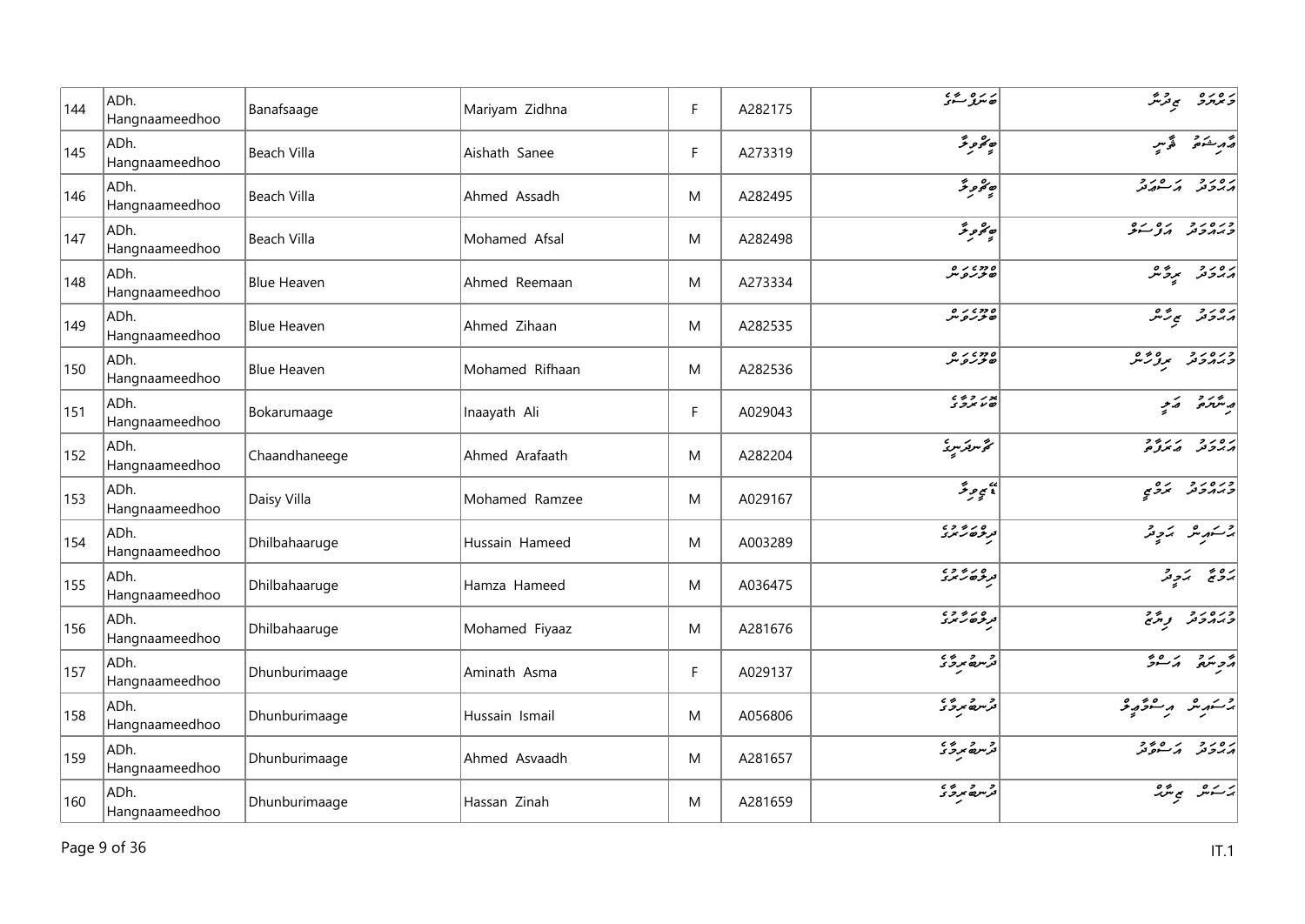| 144 | ADh. Hangnaameedhoo | Banafsaage | Mariyam Zidhna | F | A282175 | ބަނަފްސާގެ | މަރްޔަމް ޒިދްނާ |
|---|---|---|---|---|---|---|---|
| 145 | ADh. Hangnaameedhoo | Beach Villa | Aishath Sanee | F | A273319 | ބީޗްވިލާ | އާއިޝަތު ސާނީ |
| 146 | ADh. Hangnaameedhoo | Beach Villa | Ahmed Assadh | M | A282495 | ބީޗްވިލާ | އަހުމަދު އައްސައުދު |
| 147 | ADh. Hangnaameedhoo | Beach Villa | Mohamed Afsal | M | A282498 | ބީޗްވިލާ | މުހައްމަދު އަފްސަލް |
| 148 | ADh. Hangnaameedhoo | Blue Heaven | Ahmed Reemaan | M | A273334 | ބްލޫހެވަން | އަހުމަދު ރީމާން |
| 149 | ADh. Hangnaameedhoo | Blue Heaven | Ahmed Zihaan | M | A282535 | ބްލޫހެވަން | އަހުމަދު ޒިހާން |
| 150 | ADh. Hangnaameedhoo | Blue Heaven | Mohamed Rifhaan | M | A282536 | ބްލޫހެވަން | މުހައްމަދު ރިފްހާން |
| 151 | ADh. Hangnaameedhoo | Bokarumaage | Inaayath Ali | F | A029043 | ބޮކަރުމާގެ | އިނާޔަތު އަލި |
| 152 | ADh. Hangnaameedhoo | Chaandhaneege | Ahmed Arafaath | M | A282204 | ޗާނދަނީގެ | އަހުމަދު އަރަފާތު |
| 153 | ADh. Hangnaameedhoo | Daisy Villa | Mohamed Ramzee | M | A029167 | ޑޭޒީވިލާ | މުހައްމަދު ރަމްޒީ |
| 154 | ADh. Hangnaameedhoo | Dhilbahaaruge | Hussain Hameed | M | A003289 | ދިލްބަހާރުގެ | ހުސައިން ހަމީދު |
| 155 | ADh. Hangnaameedhoo | Dhilbahaaruge | Hamza Hameed | M | A036475 | ދިލްބަހާރުގެ | ހަމްޒާ ހަމީދު |
| 156 | ADh. Hangnaameedhoo | Dhilbahaaruge | Mohamed Fiyaaz | M | A281676 | ދިލްބަހާރުގެ | މުހައްމަދު ފިޔާޒު |
| 157 | ADh. Hangnaameedhoo | Dhunburimaage | Aminath Asma | F | A029137 | ދުންބުރިމާގެ | އާމިނަތު އަސްމާ |
| 158 | ADh. Hangnaameedhoo | Dhunburimaage | Hussain Ismail | M | A056806 | ދުންބުރިމާގެ | ހުސައިން އިސްމާއީލް |
| 159 | ADh. Hangnaameedhoo | Dhunburimaage | Ahmed Asvaadh | M | A281657 | ދުންބުރިމާގެ | އަހުމަދު އަސްވާދު |
| 160 | ADh. Hangnaameedhoo | Dhunburimaage | Hassan Zinah | M | A281659 | ދުންބުރިމާގެ | ހަސަން ޒިނާހް |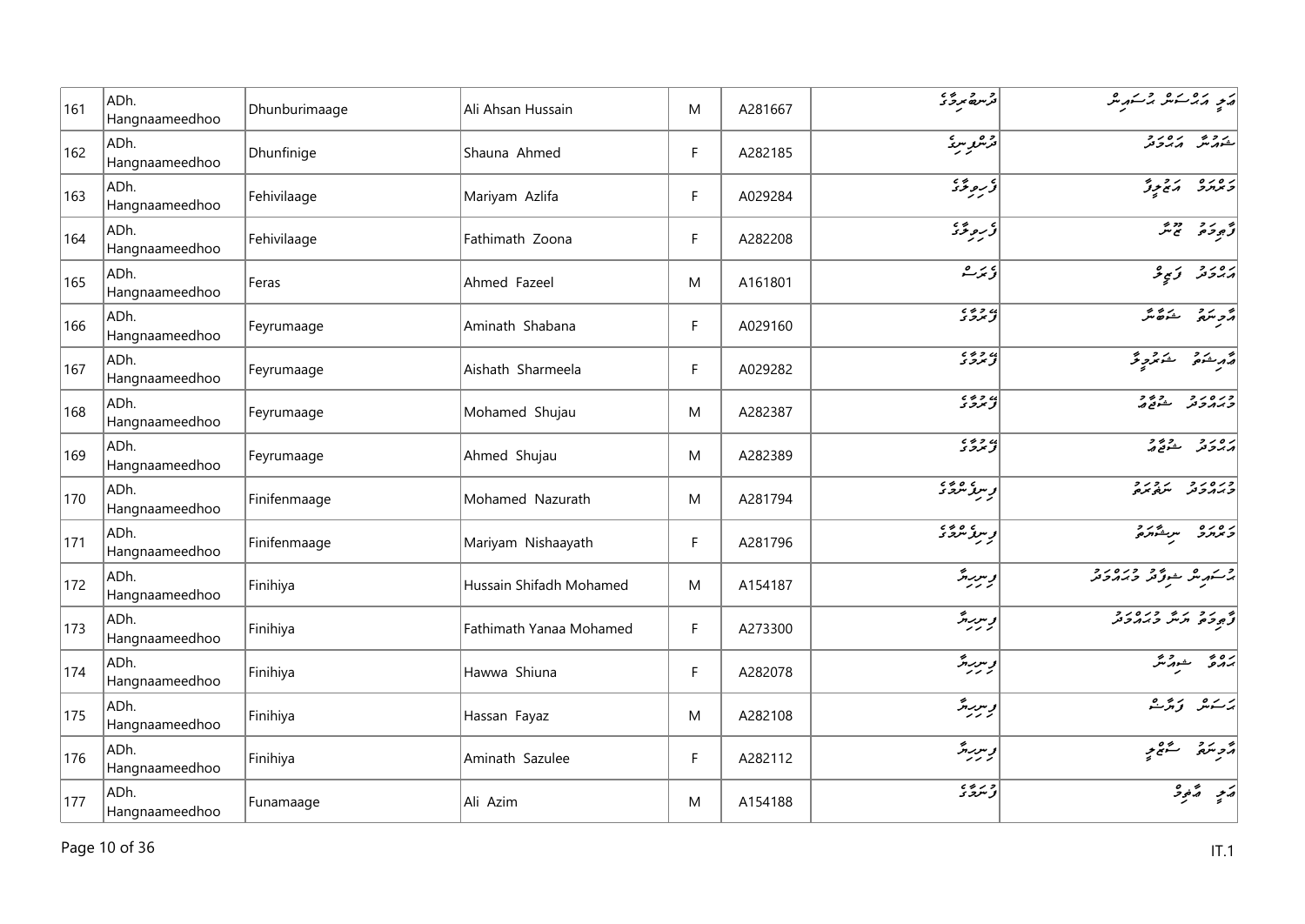| 161 | ADh. Hangnaameedhoo | Dhunburimaage | Ali Ahsan Hussain | M | A281667 | ދުންބުރިމާގެ | އަލި އަޙްސަން ހުސައިން |
|---|---|---|---|---|---|---|---|
| 162 | ADh. Hangnaameedhoo | Dhunfinige | Shauna Ahmed | F | A282185 | ދުންފިނިގެ | ޝައުނާ އަޙްމަދު |
| 163 | ADh. Hangnaameedhoo | Fehivilaage | Mariyam Azlifa | F | A029284 | ފެހިވިލާގެ | މަރިޔަމް އަޒްލިފާ |
| 164 | ADh. Hangnaameedhoo | Fehivilaage | Fathimath Zoona | F | A282208 | ފެހިވިލާގެ | ފާތިމަތު ޒޫނާ |
| 165 | ADh. Hangnaameedhoo | Feras | Ahmed Fazeel | M | A161801 | ފެރަސް | އަޙްމަދު ފަޒީލް |
| 166 | ADh. Hangnaameedhoo | Feyrumaage | Aminath Shabana | F | A029160 | ފޭރުމާގެ | އާމިނަތު ޝަބާނާ |
| 167 | ADh. Hangnaameedhoo | Feyrumaage | Aishath Sharmeela | F | A029282 | ފޭރުމާގެ | އާއިޝަތު ޝަރުމީލާ |
| 168 | ADh. Hangnaameedhoo | Feyrumaage | Mohamed Shujau | M | A282387 | ފޭރުމާގެ | މުޙައްމަދު ޝުޖާއު |
| 169 | ADh. Hangnaameedhoo | Feyrumaage | Ahmed Shujau | M | A282389 | ފޭރުމާގެ | އަޙްމަދު ޝުޖާއު |
| 170 | ADh. Hangnaameedhoo | Finifenmaage | Mohamed Nazurath | M | A281794 | ފިނިފެންމާގެ | މުޙައްމަދު ނަޒުރަތު |
| 171 | ADh. Hangnaameedhoo | Finifenmaage | Mariyam Nishaayath | F | A281796 | ފިނިފެންމާގެ | މަރިޔަމް ނިޝާޔަތު |
| 172 | ADh. Hangnaameedhoo | Finihiya | Hussain Shifadh Mohamed | M | A154187 | ފިނިހިޔާ | ހުސައިން ޝިފާދު މުޙައްމަދު |
| 173 | ADh. Hangnaameedhoo | Finihiya | Fathimath Yanaa Mohamed | F | A273300 | ފިނިހިޔާ | ފާތިމަތު ޔަނާ މުޙައްމަދު |
| 174 | ADh. Hangnaameedhoo | Finihiya | Hawwa Shiuna | F | A282078 | ފިނިހިޔާ | ހައްވާ ޝިއުނާ |
| 175 | ADh. Hangnaameedhoo | Finihiya | Hassan Fayaz | M | A282108 | ފިނިހިޔާ | ހަސަން ފަޔާޒް |
| 176 | ADh. Hangnaameedhoo | Finihiya | Aminath Sazulee | F | A282112 | ފިނިހިޔާ | އާމިނަތު ސަޒުލީ |
| 177 | ADh. Hangnaameedhoo | Funamaage | Ali Azim | M | A154188 | ފުނަމާގެ | އަލި އާޒިމް |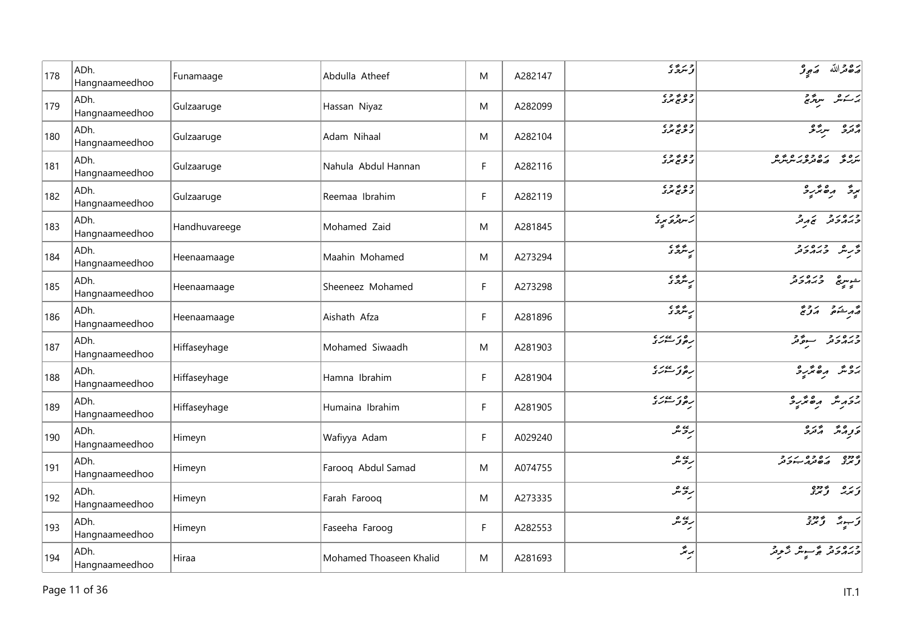| 178 | ADh. Hangnaameedhoo | Funamaage | Abdulla Atheef | M | A282147 | ފުނަމާގެ | އަބްދުﷲ އަތީފް |
|---|---|---|---|---|---|---|---|
| 179 | ADh. Hangnaameedhoo | Gulzaaruge | Hassan Niyaz | M | A282099 | ގުލްޒާރުގެ | ހަސަން ނިޔާޒް |
| 180 | ADh. Hangnaameedhoo | Gulzaaruge | Adam Nihaal | M | A282104 | ގުލްޒާރުގެ | އާދަމް ނިހާލް |
| 181 | ADh. Hangnaameedhoo | Gulzaaruge | Nahula Abdul Hannan | F | A282116 | ގުލްޒާރުގެ | ނަހުލާ އަބްދުލްހަންނާން |
| 182 | ADh. Hangnaameedhoo | Gulzaaruge | Reemaa Ibrahim | F | A282119 | ގުލްޒާރުގެ | ރީމާ އިބްރާހީމް |
| 183 | ADh. Hangnaameedhoo | Handhuvareege | Mohamed Zaid | M | A281845 | ހަނދުވަރީގެ | މުހައްމަދު ޒައިދު |
| 184 | ADh. Hangnaameedhoo | Heenaamaage | Maahin Mohamed | M | A273294 | ހީނާމާގެ | މާހިން މުހައްމަދު |
| 185 | ADh. Hangnaameedhoo | Heenaamaage | Sheeneez Mohamed | F | A273298 | ހީނާމާގެ | ޝީނީޒް މުހައްމަދު |
| 186 | ADh. Hangnaameedhoo | Heenaamaage | Aishath Afza | F | A281896 | ހީނާމާގެ | އައިޝަތު އަފްޒާ |
| 187 | ADh. Hangnaameedhoo | Hiffaseyhage | Mohamed Siwaadh | M | A281903 | ހިއްފަސޭހަގެ | މުހައްމަދު ސިވާދު |
| 188 | ADh. Hangnaameedhoo | Hiffaseyhage | Hamna Ibrahim | F | A281904 | ހިއްފަސޭހަގެ | ހަމްނާ އިބްރާހީމް |
| 189 | ADh. Hangnaameedhoo | Hiffaseyhage | Humaina Ibrahim | F | A281905 | ހިއްފަސޭހަގެ | ހުމައިނާ އިބްރާހީމް |
| 190 | ADh. Hangnaameedhoo | Himeyn | Wafiyya Adam | F | A029240 | ހިމޭން | ވަފިއްޔާ އާދަމް |
| 191 | ADh. Hangnaameedhoo | Himeyn | Farooq Abdul Samad | M | A074755 | ހިމޭން | ފާރޫގު އަބްދުލްސަމަދު |
| 192 | ADh. Hangnaameedhoo | Himeyn | Farah Farooq | M | A273335 | ހިމޭން | ފަރަހު ފާރޫގު |
| 193 | ADh. Hangnaameedhoo | Himeyn | Faseeha Faroog | F | A282553 | ހިމޭން | ފަސީހާ ފާރޫގު |
| 194 | ADh. Hangnaameedhoo | Hiraa | Mohamed Thoaseen Khalid | M | A281693 | ހިރާ | މުހައްމަދު ތޯސީން ޚާލިދު |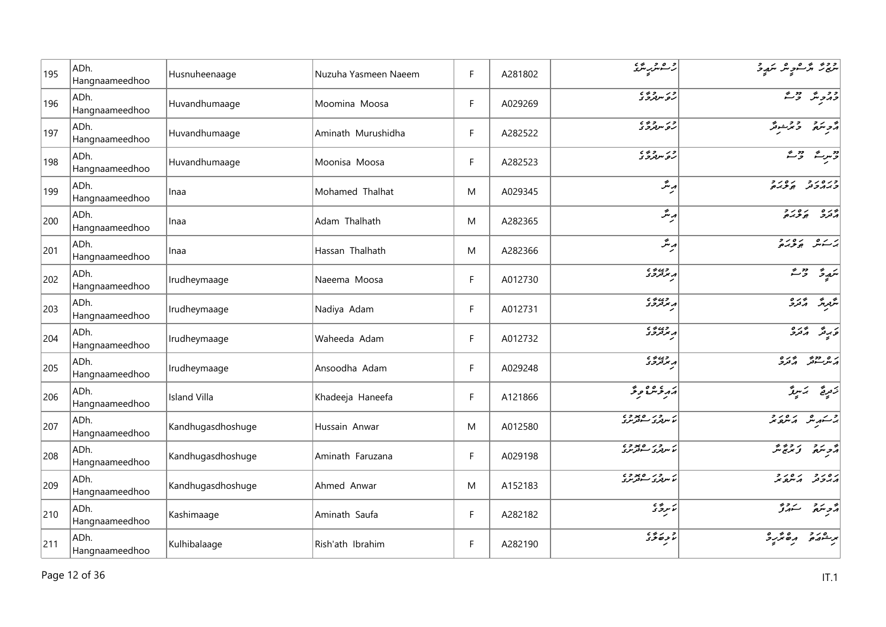| 195 | ADh. Hangnaameedhoo | Husnuheenaage | Nuzuha Yasmeen Naeem | F | A281802 | ژسْعْشْرِسّرِی | سْعِرَّ مَرْسْعِوِسْ سْعَهِرِ |
|---|---|---|---|---|---|---|---|
| 196 | ADh. Hangnaameedhoo | Huvandhumaage | Moomina Moosa | F | A029269 | رُوَسْعْرُوَّی | دُمْرِسْ دُسّ |
| 197 | ADh. Hangnaameedhoo | Huvandhumaage | Aminath Murushidha | F | A282522 | رُوَسْعْرُوَّی | مُّرِسْعَهْ دُمْرُسْعِعْ |
| 198 | ADh. Hangnaameedhoo | Huvandhumaage | Moonisa Moosa | F | A282523 | رُوَسْعْرُوَّی | دُسِرِسّ دُسّ |
| 199 | ADh. Hangnaameedhoo | Inaa | Mohamed Thalhat | M | A029345 | مِسّ | دُمَرْدَعْ عَوْمَرْهْ |
| 200 | ADh. Hangnaameedhoo | Inaa | Adam Thalhath | M | A282365 | مِسّ | مُعَرْوْ عَوْمَرْهْ |
| 201 | ADh. Hangnaameedhoo | Inaa | Hassan Thalhath | M | A282366 | مِسّ | بَرَسَهْسْ عَوْمَرْهْ |
| 202 | ADh. Hangnaameedhoo | Irudheymaage | Naeema Moosa | F | A012730 | مِمْرُعْرُوَّی | سَمِرِوَّ دُسّ |
| 203 | ADh. Hangnaameedhoo | Irudheymaage | Nadiya Adam | F | A012731 | مِمْرُعْرُوَّی | سَّعِرِمَّ مُعَرْوْ |
| 204 | ADh. Hangnaameedhoo | Irudheymaage | Waheeda Adam | F | A012732 | مِمْرُعْرُوَّی | وَرِعَّ مُعَرْوْ |
| 205 | ADh. Hangnaameedhoo | Irudheymaage | Ansoodha Adam | F | A029248 | مِمْرُعْرُوَّی | مَسْرُسْعِّ مُعَرْوْ |
| 206 | ADh. Hangnaameedhoo | Island Villa | Khadeeja Haneefa | F | A121866 | مَمِرِوْسْعْ وِوَّ | زَمِرِعَّ بَسِرِوَّ |
| 207 | ADh. Hangnaameedhoo | Kandhugasdhoshuge | Hussain Anwar | M | A012580 | مَاسِرْعْرُوَ سْعْرُسْرُی | بُسَهْرِسْ مَسْرُوَمْرْ |
| 208 | ADh. Hangnaameedhoo | Kandhugasdhoshuge | Aminath Faruzana | F | A029198 | مَاسِرْعْرُوَ سْعْرُسْرُی | مُّرِسْعَهْ وَمْرُعَّسْ |
| 209 | ADh. Hangnaameedhoo | Kandhugasdhoshuge | Ahmed Anwar | M | A152183 | مَاسِرْعْرُوَ سْعْرُسْرُی | مَرْوَعْ مَسْرُوَمْرْ |
| 210 | ADh. Hangnaameedhoo | Kashimaage | Aminath Saufa | F | A282182 | مَاسِرِوَّی | مُّرِسْعَهْ سَهَرْوَّ |
| 211 | ADh. Hangnaameedhoo | Kulhibalaage | Rish'ath Ibrahim | F | A282190 | مُرِحَوَّی | مِرِسْعَمَرْهْ مِرْهُمَّرِوْ |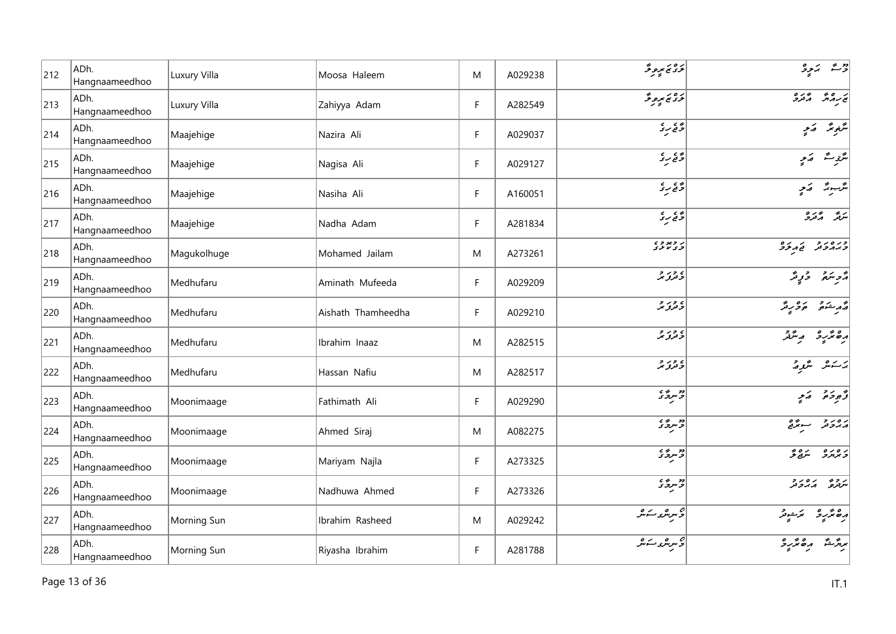| 212 | ADh. Hangnaameedhoo | Luxury Villa | Moosa Haleem | M | A029238 | ލަގްޒަރީވިލާ | މޫސާ ހަލީމް |
|---|---|---|---|---|---|---|---|
| 213 | ADh. Hangnaameedhoo | Luxury Villa | Zahiyya Adam | F | A282549 | ލަގްޒަރީވިލާ | ޒަހިއްޔާ އާދަމް |
| 214 | ADh. Hangnaameedhoo | Maajehige | Nazira Ali | F | A029037 | މާޖެހިގެ | ނާޒިރާ އަލި |
| 215 | ADh. Hangnaameedhoo | Maajehige | Nagisa Ali | F | A029127 | މާޖެހިގެ | ނާގިސާ އަލި |
| 216 | ADh. Hangnaameedhoo | Maajehige | Nasiha Ali | F | A160051 | މާޖެހިގެ | ނާސިހާ އަލި |
| 217 | ADh. Hangnaameedhoo | Maajehige | Nadha Adam | F | A281834 | މާޖެހިގެ | ނަދާ އާދަމް |
| 218 | ADh. Hangnaameedhoo | Magukolhuge | Mohamed Jailam | M | A273261 | މަގުކޮޅުގެ | މުޙައްމަދު ޖައިލަމް |
| 219 | ADh. Hangnaameedhoo | Medhufaru | Aminath Mufeeda | F | A029209 | މެދުފަރު | އާމިނަތު މުފީދާ |
| 220 | ADh. Hangnaameedhoo | Medhufaru | Aishath Thamheedha | F | A029210 | މެދުފަރު | އާއިޝަތު ތަމްހީދާ |
| 221 | ADh. Hangnaameedhoo | Medhufaru | Ibrahim Inaaz | M | A282515 | މެދުފަރު | އިބްރާހީމް އިނާޒް |
| 222 | ADh. Hangnaameedhoo | Medhufaru | Hassan Nafiu | M | A282517 | މެދުފަރު | ހަސަން ނާފިއު |
| 223 | ADh. Hangnaameedhoo | Moonimaage | Fathimath Ali | F | A029290 | މޫނިމާގެ | ފާތިމަތު އަލި |
| 224 | ADh. Hangnaameedhoo | Moonimaage | Ahmed Siraj | M | A082275 | މޫނިމާގެ | އަޙްމަދު ސިރާޖް |
| 225 | ADh. Hangnaameedhoo | Moonimaage | Mariyam Najla | F | A273325 | މޫނިމާގެ | މަރިޔަމް ނަޖްލާ |
| 226 | ADh. Hangnaameedhoo | Moonimaage | Nadhuwa Ahmed | F | A273326 | މޫނިމާގެ | ނަދުވާ އަޙްމަދު |
| 227 | ADh. Hangnaameedhoo | Morning Sun | Ibrahim Rasheed | M | A029242 | މޯނިންގ ސަން | އިބްރާހީމް ރަޝީދު |
| 228 | ADh. Hangnaameedhoo | Morning Sun | Riyasha Ibrahim | F | A281788 | މޯނިންގ ސަން | ރިޔާޝާ އިބްރާހީމް |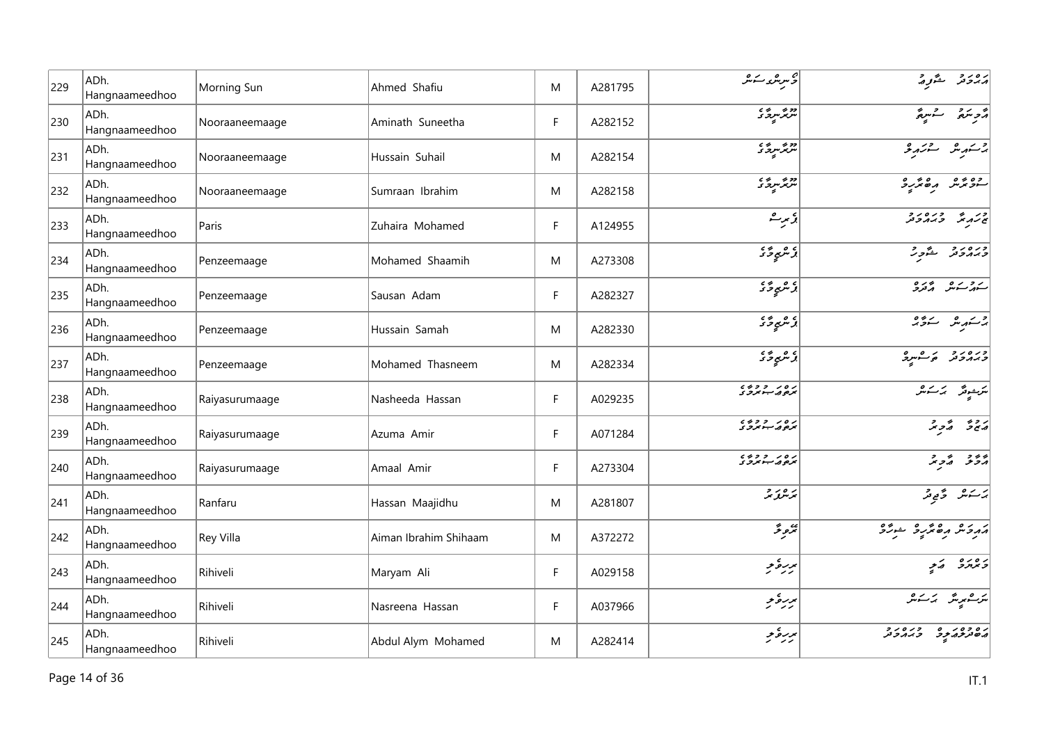| 229 | ADh. Hangnaameedhoo | Morning Sun | Ahmed Shafiu | M | A281795 | ވޯނިންގ ސަން | އަޙްމަދު ޝާފިއު |
|---|---|---|---|---|---|---|---|
| 230 | ADh. Hangnaameedhoo | Nooraaneemaage | Aminath Suneetha | F | A282152 | ނޫރާނީމާގެ | އާމިނަތު ސުނީތާ |
| 231 | ADh. Hangnaameedhoo | Nooraaneemaage | Hussain Suhail | M | A282154 | ނޫރާނީމާގެ | ހުސައިން ސުހައިލް |
| 232 | ADh. Hangnaameedhoo | Nooraaneemaage | Sumraan Ibrahim | M | A282158 | ނޫރާނީމާގެ | ސުމްރާން އިބްރާހީމް |
| 233 | ADh. Hangnaameedhoo | Paris | Zuhaira Mohamed | F | A124955 | ޕެރިސް | ޒުހައިރާ މުޙައްމަދު |
| 234 | ADh. Hangnaameedhoo | Penzeemaage | Mohamed Shaamih | M | A273308 | ޕެންޒީމާގެ | މުޙައްމަދު ޝާމިހު |
| 235 | ADh. Hangnaameedhoo | Penzeemaage | Sausan Adam | F | A282327 | ޕެންޒީމާގެ | ސައުސަން އާދަމް |
| 236 | ADh. Hangnaameedhoo | Penzeemaage | Hussain Samah | M | A282330 | ޕެންޒީމާގެ | ހުސައިން ސަމާހް |
| 237 | ADh. Hangnaameedhoo | Penzeemaage | Mohamed Thasneem | M | A282334 | ޕެންޒީމާގެ | މުޙައްމަދު ތަސްނީމް |
| 238 | ADh. Hangnaameedhoo | Raiyasurumaage | Nasheeda Hassan | F | A029235 | ރައްޔަސުރުމާގެ | ނަޝީދާ ހަސަން |
| 239 | ADh. Hangnaameedhoo | Raiyasurumaage | Azuma Amir | F | A071284 | ރައްޔަސުރުމާގެ | އަޒުމާ އާމިރު |
| 240 | ADh. Hangnaameedhoo | Raiyasurumaage | Amaal Amir | F | A273304 | ރައްޔަސުރުމާގެ | އަމާލް އާމިރު |
| 241 | ADh. Hangnaameedhoo | Ranfaru | Hassan Maajidhu | M | A281807 | ރަންފަރު | ހަސަން މާޖިދު |
| 242 | ADh. Hangnaameedhoo | Rey Villa | Aiman Ibrahim Shihaam | M | A372272 | ރޭވިލާ | އައިމަން އިބްރާހީމް ޝިހާމް |
| 243 | ADh. Hangnaameedhoo | Rihiveli | Maryam Ali | F | A029158 | ރިހިވެލި | މަރްޔަމް އަލި |
| 244 | ADh. Hangnaameedhoo | Rihiveli | Nasreena Hassan | F | A037966 | ރިހިވެލި | ނަސްރީނާ ހަސަން |
| 245 | ADh. Hangnaameedhoo | Rihiveli | Abdul Alym Mohamed | M | A282414 | ރިހިވެލި | އަބްދުލްޢަލީމް މުޙައްމަދު |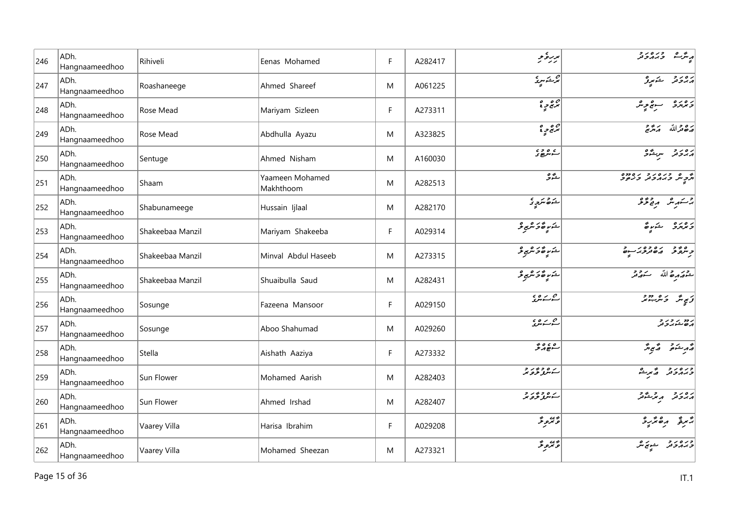| 246 | ADh. Hangnaameedhoo | Rihiveli | Eenas Mohamed | F | A282417 | ރިހިވެލި | އީނާސް މުހައްމަދު |
|---|---|---|---|---|---|---|---|
| 247 | ADh. Hangnaameedhoo | Roashaneege | Ahmed Shareef | M | A061225 | ރޯޝަނީގެ | އަހުމަދު ޝަރީފު |
| 248 | ADh. Hangnaameedhoo | Rose Mead | Mariyam Sizleen | F | A273311 | ރޯޒްމީޑް | މަރިޔަމް ސިޒްލީން |
| 249 | ADh. Hangnaameedhoo | Rose Mead | Abdhulla Ayazu | M | A323825 | ރޯޒްމީޑް | އަބްދުﷲ އަޔާޒު |
| 250 | ADh. Hangnaameedhoo | Sentuge | Ahmed Nisham | M | A160030 | ސެންޓުގެ | އަހުމަދު ނިޝާމް |
| 251 | ADh. Hangnaameedhoo | Shaam | Yaameen Mohamed Makhthoom | M | A282513 | ޝާމް | ޔާމީން މުހައްމަދު މަޚްތޫމް |
| 252 | ADh. Hangnaameedhoo | Shabunameege | Hussain Ijlaal | M | A282170 | ޝަބުނަމީގެ | ހުސައިން އިޖްލާލް |
| 253 | ADh. Hangnaameedhoo | Shakeebaa Manzil | Mariyam Shakeeba | F | A029314 | ޝަކީބާމަންޒިލް | މަރިޔަމް ޝަކީބާ |
| 254 | ADh. Hangnaameedhoo | Shakeebaa Manzil | Minval Abdul Haseeb | M | A273315 | ޝަކީބާމަންޒިލް | މިންވަލް އަބްދުލްހަސީބު |
| 255 | ADh. Hangnaameedhoo | Shakeebaa Manzil | Shuaibulla Saud | M | A282431 | ޝަކީބާމަންޒިލް | ޝުޢައިބުﷲ ސަޢުދު |
| 256 | ADh. Hangnaameedhoo | Sosunge | Fazeena Mansoor | F | A029150 | ސޯސަންގެ | ފަޒީނާ މަންސޫރު |
| 257 | ADh. Hangnaameedhoo | Sosunge | Aboo Shahumad | M | A029260 | ސޯސަންގެ | އަބޫޝަހުމަދު |
| 258 | ADh. Hangnaameedhoo | Stella | Aishath Aaziya | F | A273332 | ސްޓެލާ | އައިޝަތު އާޒިޔާ |
| 259 | ADh. Hangnaameedhoo | Sun Flower | Mohamed Aarish | M | A282403 | ސަންފްލަވަރ | މުހައްމަދު އާރިޝް |
| 260 | ADh. Hangnaameedhoo | Sun Flower | Ahmed Irshad | M | A282407 | ސަންފްލަވަރ | އަހުމަދު އިރުޝާދު |
| 261 | ADh. Hangnaameedhoo | Vaarey Villa | Harisa Ibrahim | F | A029208 | ވާރޭވިލާ | ހާރިސާ އިބްރާހިމް |
| 262 | ADh. Hangnaameedhoo | Vaarey Villa | Mohamed Sheezan | M | A273321 | ވާރޭވިލާ | މުހައްމަދު ޝީޒާން |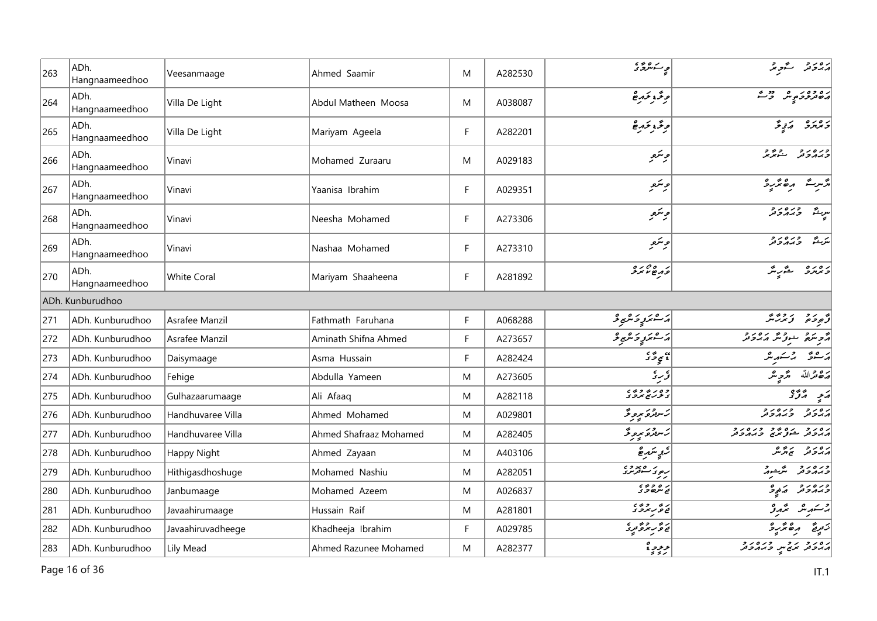| 263 | ADh. Hangnaameedhoo | Veesanmaage | Ahmed Saamir | M | A282530 | ވީސަންމާގެ | އަޙްމަދު ސާމިރު |
|---|---|---|---|---|---|---|---|
| 264 | ADh. Hangnaameedhoo | Villa De Light | Abdul Matheen Moosa | M | A038087 | ވިލާ ޑި ލައިޓް | އަބްދުލްމަތީން މޫސާ |
| 265 | ADh. Hangnaameedhoo | Villa De Light | Mariyam Ageela | F | A282201 | ވިލާ ޑި ލައިޓް | މަރިޔަމް އަގީލާ |
| 266 | ADh. Hangnaameedhoo | Vinavi | Mohamed Zuraaru | M | A029183 | ވިނަވި | މުޙައްމަދު ޒުރާރު |
| 267 | ADh. Hangnaameedhoo | Vinavi | Yaanisa Ibrahim | F | A029351 | ވިނަވި | ޔާނިސާ އިބްރާހީމް |
| 268 | ADh. Hangnaameedhoo | Vinavi | Neesha Mohamed | F | A273306 | ވިނަވި | ނީޝާ މުޙައްމަދު |
| 269 | ADh. Hangnaameedhoo | Vinavi | Nashaa Mohamed | F | A273310 | ވިނަވި | ނަޝާ މުޙައްމަދު |
| 270 | ADh. Hangnaameedhoo | White Coral | Mariyam Shaaheena | F | A281892 | ވައިޓްކޯރަލް | މަރިޔަމް ޝާހީނާ |
| ADh. Kunburudhoo | | | | | | | |
| 271 | ADh. Kunburudhoo | Asrafee Manzil | Fathmath Faruhana | F | A068288 | އަސްރަފީމަންޒިލް | ފާތިމަތު ފަރުހާނާ |
| 272 | ADh. Kunburudhoo | Asrafee Manzil | Aminath Shifna Ahmed | F | A273657 | އަސްރަފީމަންޒިލް | އާމިނަތު ޝިފްނާ އަޙްމަދު |
| 273 | ADh. Kunburudhoo | Daisymaage | Asma Hussain | F | A282424 | ޑޭޒީމާގެ | އަސްމާ ޙުސައިން |
| 274 | ADh. Kunburudhoo | Fehige | Abdulla Yameen | M | A273605 | ފެހިގެ | އަބްދުﷲ ޔާމީން |
| 275 | ADh. Kunburudhoo | Gulhazaarumaage | Ali Afaaq | M | A282118 | ގުޅަޒާރުމާގެ | އަލި އާފާގު |
| 276 | ADh. Kunburudhoo | Handhuvaree Villa | Ahmed Mohamed | M | A029801 | ހަނދުވަރީވިލާ | އަޙްމަދު މުޙައްމަދު |
| 277 | ADh. Kunburudhoo | Handhuvaree Villa | Ahmed Shafraaz Mohamed | M | A282405 | ހަނދުވަރީވިލާ | އަޙްމަދު ޝަފްރާޒް މުޙައްމަދު |
| 278 | ADh. Kunburudhoo | Happy Night | Ahmed Zayaan | M | A403106 | ހެޕީނައިޓް | އަޙްމަދު ޒަޔާން |
| 279 | ADh. Kunburudhoo | Hithigasdhoshuge | Mohamed Nashiu | M | A282051 | ހިތިގަސްދޮށުގެ | މުޙައްމަދު ނާޝިއު |
| 280 | ADh. Kunburudhoo | Janbumaage | Mohamed Azeem | M | A026837 | ޖަންބުމާގެ | މުޙައްމަދު އަޒީމް |
| 281 | ADh. Kunburudhoo | Javaahirumaage | Hussain Raif | M | A281801 | ޖަވާހިރުމާގެ | ޙުސައިން ރާއިފް |
| 282 | ADh. Kunburudhoo | Javaahiruvadheege | Khadheeja Ibrahim | F | A029785 | ޖަވާހިރުވަދީގެ | ޚަދީޖާ އިބްރާހީމް |
| 283 | ADh. Kunburudhoo | Lily Mead | Ahmed Razunee Mohamed | M | A282377 | ލިލީމީޑް | އަޙްމަދު ރަޒުނީ މުޙައްމަދު |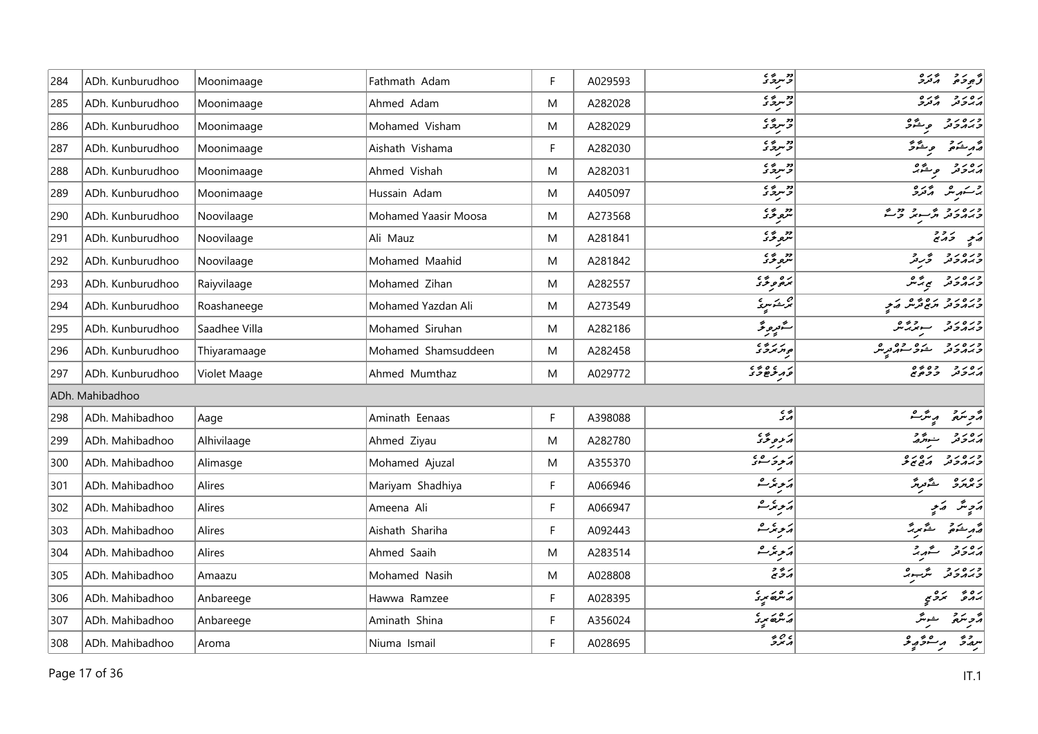| 284 | ADh. Kunburudhoo | Moonimaage | Fathmath Adam | F | A029593 | ދޫނިމާގެ | ފާތިމަތު އާދަމް |
|---|---|---|---|---|---|---|---|
| 285 | ADh. Kunburudhoo | Moonimaage | Ahmed Adam | M | A282028 | ދޫނިމާގެ | އަޙްމަދު އާދަމް |
| 286 | ADh. Kunburudhoo | Moonimaage | Mohamed Visham | M | A282029 | ދޫނިމާގެ | މުޙައްމަދު ވިޝާމް |
| 287 | ADh. Kunburudhoo | Moonimaage | Aishath Vishama | F | A282030 | ދޫނިމާގެ | އާއިޝަތު ވިޝާމާ |
| 288 | ADh. Kunburudhoo | Moonimaage | Ahmed Vishah | M | A282031 | ދޫނިމާގެ | އަޙްމަދު ވިޝާހް |
| 289 | ADh. Kunburudhoo | Moonimaage | Hussain Adam | M | A405097 | ދޫނިމާގެ | ޙުސައިން އާދަމް |
| 290 | ADh. Kunburudhoo | Noovilaage | Mohamed Yaasir Moosa | M | A273568 | ނޫވިލާގެ | މުޙައްމަދު ޔާސިރު މޫސާ |
| 291 | ADh. Kunburudhoo | Noovilaage | Ali Mauz | M | A281841 | ނޫވިލާގެ | އަލި މައުޒު |
| 292 | ADh. Kunburudhoo | Noovilaage | Mohamed Maahid | M | A281842 | ނޫވިލާގެ | މުޙައްމަދު މާހިދު |
| 293 | ADh. Kunburudhoo | Raiyvilaage | Mohamed Zihan | M | A282557 | ރައްވިލާގެ | މުޙައްމަދު ޒިހާން |
| 294 | ADh. Kunburudhoo | Roashaneege | Mohamed Yazdan Ali | M | A273549 | ރޯޝަނީގެ | މުޙައްމަދު ޔަޒްދާން އަލި |
| 295 | ADh. Kunburudhoo | Saadhee Villa | Mohamed Siruhan | M | A282186 | ސާދީވިލާ | މުޙައްމަދު ސިރުހާން |
| 296 | ADh. Kunburudhoo | Thiyaramaage | Mohamed Shamsuddeen | M | A282458 | ތިޔަރަމާގެ | މުޙައްމަދު ޝަމްސުއްދީން |
| 297 | ADh. Kunburudhoo | Violet Maage | Ahmed Mumthaz | M | A029772 | ވައިލެޓްމާގެ | އަޙްމަދު މުމްތާޒު |
| ADh. Mahibadhoo | | | | | | | |
| 298 | ADh. Mahibadhoo | Aage | Aminath Eenaas | F | A398088 | އާގެ | އާމިނަތު އީނާސް |
| 299 | ADh. Mahibadhoo | Alhivilaage | Ahmed Ziyau | M | A282780 | އަލިވިލާގެ | އަޙްމަދު ޒިޔާއު |
| 300 | ADh. Mahibadhoo | Alimasge | Mohamed Ajuzal | M | A355370 | އަލިމަސްގެ | މުޙައްމަދު އަޖުޒަލް |
| 301 | ADh. Mahibadhoo | Alires | Mariyam Shadhiya | F | A066946 | އަލިރެސް | މަރިޔަމް ޝާދިޔާ |
| 302 | ADh. Mahibadhoo | Alires | Ameena Ali | F | A066947 | އަލިރެސް | އަމީނާ އަލި |
| 303 | ADh. Mahibadhoo | Alires | Aishath Shariha | F | A092443 | އަލިރެސް | އާއިޝަތު ޝާރިހާ |
| 304 | ADh. Mahibadhoo | Alires | Ahmed Saaih | M | A283514 | އަލިރެސް | އަޙްމަދު ސާއިޙު |
| 305 | ADh. Mahibadhoo | Amaazu | Mohamed Nasih | M | A028808 | އަމާޒު | މުޙައްމަދު ނާސިޙް |
| 306 | ADh. Mahibadhoo | Anbareege | Hawwa Ramzee | F | A028395 | އަންބަރީގެ | ހައްވާ ރަމްޒީ |
| 307 | ADh. Mahibadhoo | Anbareege | Aminath Shina | F | A356024 | އަންބަރީގެ | އާމިނަތު ޝިނާ |
| 308 | ADh. Mahibadhoo | Aroma | Niuma Ismail | F | A028695 | އަރޯމާ | ނިޢުމާ އިސްމާޢީލް |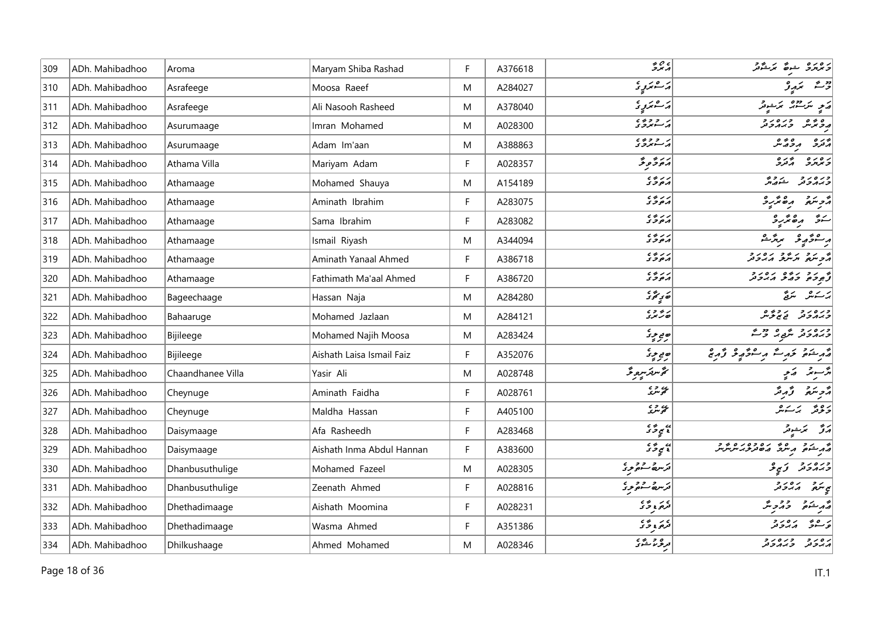| 309 | ADh. Mahibadhoo | Aroma | Maryam Shiba Rashad | F | A376618 | ړی مرگ | ومربرو شوځ ټرشگور |
|---|---|---|---|---|---|---|---|
| 310 | ADh. Mahibadhoo | Asrafeege | Moosa Raeef | M | A284027 | ړ سه مرړ ی | وسم ټرمړو |
| 311 | ADh. Mahibadhoo | Asrafeege | Ali Nasooh Rasheed | M | A378040 | ړ سه مرړ ی | ړی ترستنز ټرشونر |
| 312 | ADh. Mahibadhoo | Asurumaage | Imran Mohamed | M | A028300 | ړ سه مرڅ ی | رو څرس وره رو |
| 313 | ADh. Mahibadhoo | Asurumaage | Adam Im'aan | M | A388863 | ړ سه مرڅ ی | ړترو رو ړس |
| 314 | ADh. Mahibadhoo | Athama Villa | Mariyam Adam | F | A028357 | ړ وځ و ځ | و بر ره ړ ترو |
| 315 | ADh. Mahibadhoo | Athamaage | Mohamed Shauya | M | A154189 | ړ و ځ ی | وره رو شوړ ر |
| 316 | ADh. Mahibadhoo | Athamaage | Aminath Ibrahim | F | A283075 | ړ و ځ ی | ړ ځ سرو ره ټرر و |
| 317 | ADh. Mahibadhoo | Athamaage | Sama Ibrahim | F | A283082 | ړ و ځ ی | ستځ ره ټرر و |
| 318 | ADh. Mahibadhoo | Athamaage | Ismail Riyash | M | A344094 | ړ و ځ ی | ر سو ځر و برر شه |
| 319 | ADh. Mahibadhoo | Athamaage | Aminath Yanaal Ahmed | F | A386718 | ړ و ځ ی | ړ ځ سرو ترسرو ړ ره ر و |
| 320 | ADh. Mahibadhoo | Athamaage | Fathimath Ma'aal Ahmed | F | A386720 | ړ و ځ ی | ژ و ځ و ځ ړ و ړ ره ر و |
| 321 | ADh. Mahibadhoo | Bageechaage | Hassan Naja | M | A284280 | ځ ی ځ ی | برسو سرځ |
| 322 | ADh. Mahibadhoo | Bahaaruge | Mohamed Jazlaan | M | A284121 | ځ ر مر ی | وره رو ځ ځ ځ س |
| 323 | ADh. Mahibadhoo | Bijileege | Mohamed Najih Moosa | M | A283424 | ځ ی ځ ی | وره رو سر ځ ر ځ سه |
| 324 | ADh. Mahibadhoo | Bijileege | Aishath Laisa Ismail Faiz | F | A352076 | ځ ی ځ ی | ړ ر شو ځ ځر سه ر سو ځر و ژ ر ځ |
| 325 | ADh. Mahibadhoo | Chaandhanee Villa | Yasir Ali | M | A028748 | ځ سر ځ سر و ځ | ټر سو ړ ځ |
| 326 | ADh. Mahibadhoo | Cheynuge | Aminath Faidha | F | A028761 | ځ سر ی | ړ ځ سرو ژ ر ځ |
| 327 | ADh. Mahibadhoo | Cheynuge | Maldha Hassan | F | A405100 | ځ سر ی | و و ځ برسو |
| 328 | ADh. Mahibadhoo | Daisymaage | Afa Rasheedh | F | A283468 | ځ ی ځ ی | ړ ځ ټرشونر |
| 329 | ADh. Mahibadhoo | Daisymaage | Aishath Inma Abdul Hannan | F | A383600 | ځ ی ځ ی | ړ ر شو ر سر ځ ړ ځ ترو ر سر سر |
| 330 | ADh. Mahibadhoo | Dhanbusuthulige | Mohamed Fazeel | M | A028305 | ترسو سو و ی | وره رو ژ ی و |
| 331 | ADh. Mahibadhoo | Dhanbusuthulige | Zeenath Ahmed | F | A028816 | ترسو سو و ی | ی سرو ړ ره ر و |
| 332 | ADh. Mahibadhoo | Dhethadimaage | Aishath Moomina | F | A028231 | ترځ ی ځ ی | ړ ر شو و و ځ سر |
| 333 | ADh. Mahibadhoo | Dhethadimaage | Wasma Ahmed | F | A351386 | ترځ ی ځ ی | و سو ځ ړ ره ر و |
| 334 | ADh. Mahibadhoo | Dhilkushaage | Ahmed Mohamed | M | A028346 | ترو ځ شو ی | ړ ره ر و وره رو |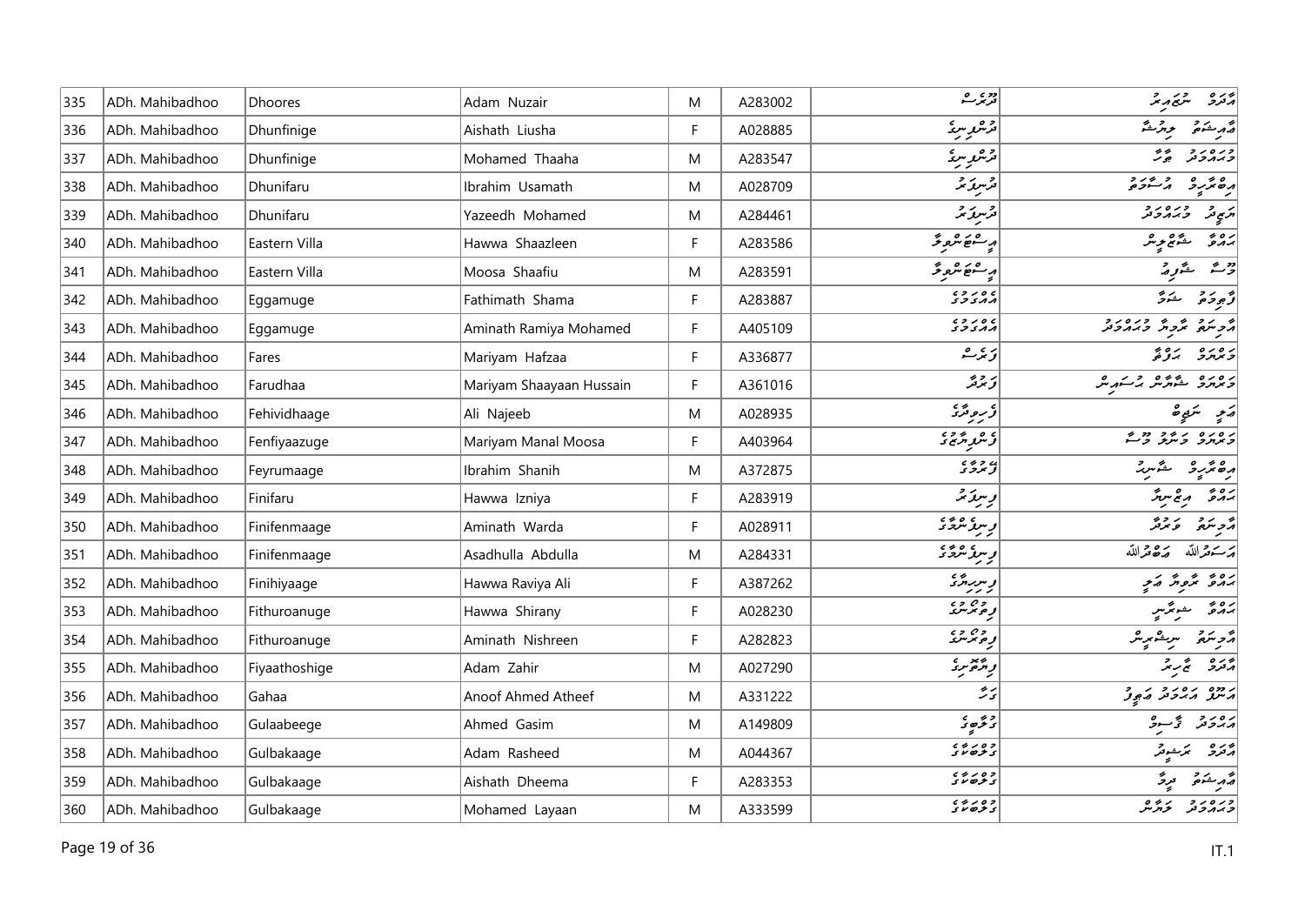| 335 | ADh. Mahibadhoo | Dhoores | Adam Nuzair | M | A283002 | ދޫރެސް | އާދަމް ނުޒައިރު |
|---|---|---|---|---|---|---|---|
| 336 | ADh. Mahibadhoo | Dhunfinige | Aishath Liusha | F | A028885 | ދުންފިނިގެ | އައިޝަތު ލިއުޝާ |
| 337 | ADh. Mahibadhoo | Dhunfinige | Mohamed Thaaha | M | A283547 | ދުންފިނިގެ | މުހައްމަދު ތާހާ |
| 338 | ADh. Mahibadhoo | Dhunifaru | Ibrahim Usamath | M | A028709 | ދުނިފަރު | އިބްރާހީމް އުސާމަތު |
| 339 | ADh. Mahibadhoo | Dhunifaru | Yazeedh Mohamed | M | A284461 | ދުނިފަރު | ޔަޒީދު މުހައްމަދު |
| 340 | ADh. Mahibadhoo | Eastern Villa | Hawwa Shaazleen | F | A283586 | އީސްޓަން ވިލާ | ހައްވާ ޝާޒްލީން |
| 341 | ADh. Mahibadhoo | Eastern Villa | Moosa Shaafiu | M | A283591 | އީސްޓަން ވިލާ | މޫސާ ޝާފިއު |
| 342 | ADh. Mahibadhoo | Eggamuge | Fathimath Shama | F | A283887 | އެއްގަމުގެ | ފާތިމަތު ޝަމާ |
| 343 | ADh. Mahibadhoo | Eggamuge | Aminath Ramiya Mohamed | F | A405109 | އެއްގަމުގެ | އާމިނަތު ރާމިޔާ މުހައްމަދު |
| 344 | ADh. Mahibadhoo | Fares | Mariyam Hafzaa | F | A336877 | ފަރެސް | މަރިޔަމް ހަފްޒާ |
| 345 | ADh. Mahibadhoo | Farudhaa | Mariyam Shaayaan Hussain | F | A361016 | ފަރުދާ | މަރިޔަމް ޝާޔާން ހުސައިން |
| 346 | ADh. Mahibadhoo | Fehividhaage | Ali Najeeb | M | A028935 | ފެހިވިދާގެ | އަލި ނަޖީބު |
| 347 | ADh. Mahibadhoo | Fenfiyaazuge | Mariyam Manal Moosa | F | A403964 | ފެންފިޔާޒުގެ | މަރިޔަމް މަނާލް މޫސާ |
| 348 | ADh. Mahibadhoo | Feyrumaage | Ibrahim Shanih | M | A372875 | ފޭރުމާގެ | އިބްރާހީމް ޝާނިހް |
| 349 | ADh. Mahibadhoo | Finifaru | Hawwa Izniya | F | A283919 | ފިނިފަރު | ހައްވާ އިޒްނިޔާ |
| 350 | ADh. Mahibadhoo | Finifenmaage | Aminath Warda | F | A028911 | ފިނިފެންމާގެ | އާމިނަތު ވަރުދާ |
| 351 | ADh. Mahibadhoo | Finifenmaage | Asadhulla Abdulla | M | A284331 | ފިނިފެންމާގެ | އަސަދުﷲ ޢަބްދުﷲ |
| 352 | ADh. Mahibadhoo | Finihiyaage | Hawwa Raviya Ali | F | A387262 | ފިނިހިޔާގެ | ހައްވާ ރާވިޔާ އަލި |
| 353 | ADh. Mahibadhoo | Fithuroanuge | Hawwa Shirany | F | A028230 | ފިތުރޯނުގެ | ހައްވާ ޝިރާނީ |
| 354 | ADh. Mahibadhoo | Fithuroanuge | Aminath Nishreen | F | A282823 | ފިތުރޯނުގެ | އާމިނަތު ނިޝްރީން |
| 355 | ADh. Mahibadhoo | Fiyaathoshige | Adam Zahir | M | A027290 | ފިޔާތޮށިގެ | އާދަމް ޒާހިރު |
| 356 | ADh. Mahibadhoo | Gahaa | Anoof Ahmed Atheef | M | A331222 | ގަހާ | އަނޫފް އަހުމަދު އަތީފު |
| 357 | ADh. Mahibadhoo | Gulaabeege | Ahmed Gasim | M | A149809 | ގުލާބީގެ | އަހުމަދު ޤާސިމް |
| 358 | ADh. Mahibadhoo | Gulbakaage | Adam Rasheed | M | A044367 | ގުލްބަކާގެ | އާދަމް ރަޝީދު |
| 359 | ADh. Mahibadhoo | Gulbakaage | Aishath Dheema | F | A283353 | ގުލްބަކާގެ | އައިޝަތު ދީމާ |
| 360 | ADh. Mahibadhoo | Gulbakaage | Mohamed Layaan | M | A333599 | ގުލްބަކާގެ | މުހައްމަދު ލަޔާން |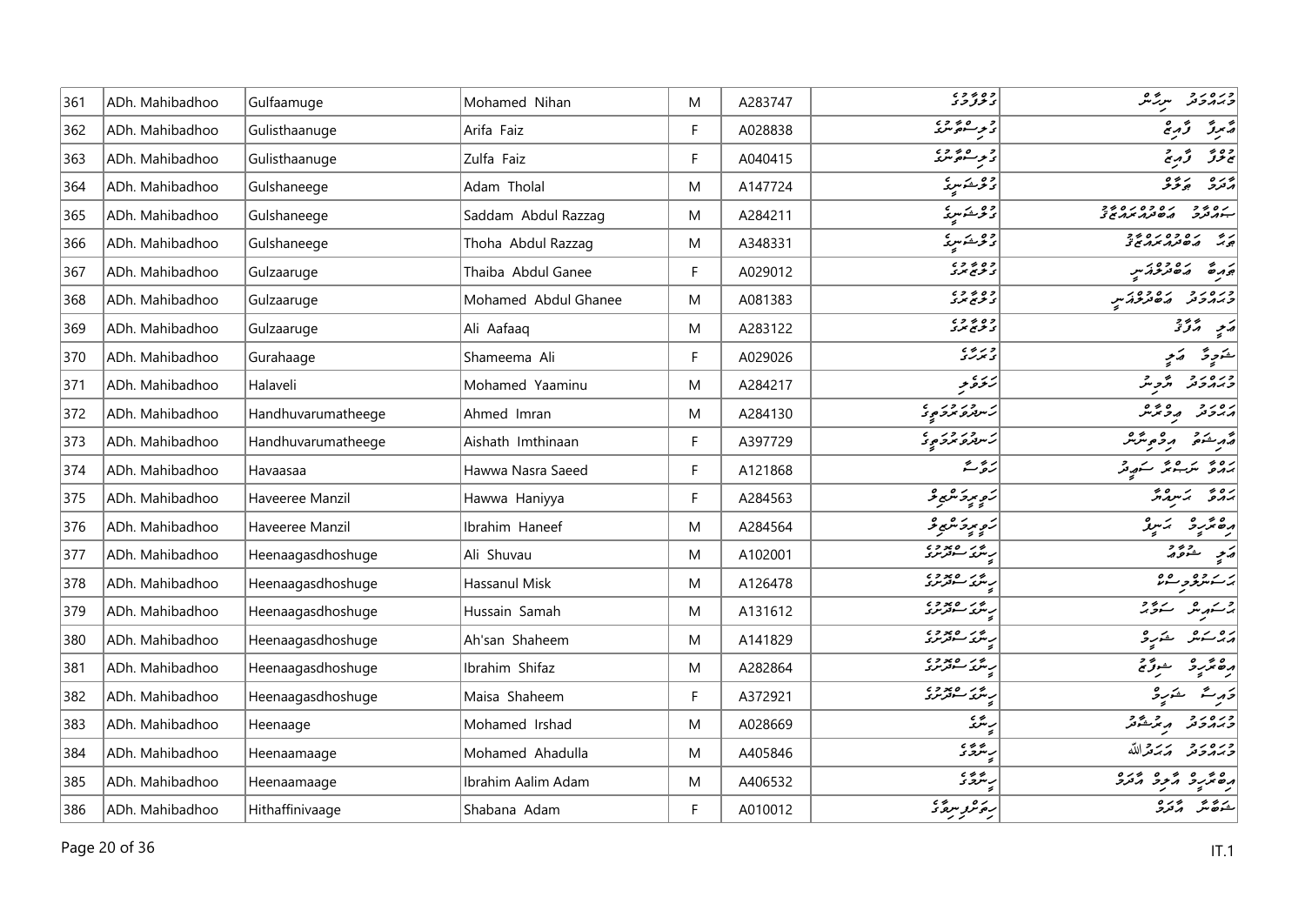| 361 | ADh. Mahibadhoo | Gulfaamuge | Mohamed Nihan | M | A283747 | ގުލްފާމުގެ | މުހައްމަދު ނިހާން |
|---|---|---|---|---|---|---|---|
| 362 | ADh. Mahibadhoo | Gulisthaanuge | Arifa Faiz | F | A028838 | ގުލިސްތާނުގެ | އާރިފާ ފާއިޒު |
| 363 | ADh. Mahibadhoo | Gulisthaanuge | Zulfa Faiz | F | A040415 | ގުލިސްތާނުގެ | ޒުލްފާ ފާއިޒު |
| 364 | ADh. Mahibadhoo | Gulshaneege | Adam Tholal | M | A147724 | ގުލްޝަނީގެ | އާދަމް ތޮލާލް |
| 365 | ADh. Mahibadhoo | Gulshaneege | Saddam Abdul Razzag | M | A284211 | ގުލްޝަނީގެ | ސައްދާމް އަބްދުއްރައްޒާގު |
| 366 | ADh. Mahibadhoo | Gulshaneege | Thoha Abdul Razzag | M | A348331 | ގުލްޝަނީގެ | ތޯހާ އަބްދުއްރައްޒާގު |
| 367 | ADh. Mahibadhoo | Gulzaaruge | Thaiba Abdul Ganee | F | A029012 | ގުލްޒާރުގެ | ތައިބާ އަބްދުލްޣަނީ |
| 368 | ADh. Mahibadhoo | Gulzaaruge | Mohamed Abdul Ghanee | M | A081383 | ގުލްޒާރުގެ | މުހައްމަދު އަބްދުލްޣަނީ |
| 369 | ADh. Mahibadhoo | Gulzaaruge | Ali Aafaaq | M | A283122 | ގުލްޒާރުގެ | އަލި އާފާގު |
| 370 | ADh. Mahibadhoo | Gurahaage | Shameema Ali | F | A029026 | ގުރަހާގެ | ޝަމީމާ އަލި |
| 371 | ADh. Mahibadhoo | Halaveli | Mohamed Yaaminu | M | A284217 | ހަލަވެލި | މުހައްމަދު ޔާމިނު |
| 372 | ADh. Mahibadhoo | Handhuvarumatheege | Ahmed Imran | M | A284130 | ހަނދުވަރުމަތީގެ | އަހްމަދު އިމްރާން |
| 373 | ADh. Mahibadhoo | Handhuvarumatheege | Aishath Imthinaan | F | A397729 | ހަނދުވަރުމަތީގެ | އާއިޝަތު އިމްތިނާން |
| 374 | ADh. Mahibadhoo | Havaasaa | Hawwa Nasra Saeed | F | A121868 | ހަވާސާ | ހައްވާ ނަސްރާ ސަޢީދު |
| 375 | ADh. Mahibadhoo | Haveeree Manzil | Hawwa Haniyya | F | A284563 | ހަވީރީމަންޒިލް | ހައްވާ ހަނިއްޔާ |
| 376 | ADh. Mahibadhoo | Haveeree Manzil | Ibrahim Haneef | M | A284564 | ހަވީރީމަންޒިލް | އިބްރާހީމް ހަނީފު |
| 377 | ADh. Mahibadhoo | Heenaagasdhoshuge | Ali Shuvau | M | A102001 | ހީނާގަސްދޮށުގެ | އަލި ޝުވާއު |
| 378 | ADh. Mahibadhoo | Heenaagasdhoshuge | Hassanul Misk | M | A126478 | ހީނާގަސްދޮށުގެ | ހަސަނުލްމިސްކު |
| 379 | ADh. Mahibadhoo | Heenaagasdhoshuge | Hussain Samah | M | A131612 | ހީނާގަސްދޮށުގެ | ހުސައިން ސަމާހު |
| 380 | ADh. Mahibadhoo | Heenaagasdhoshuge | Ah'san Shaheem | M | A141829 | ހީނާގަސްދޮށުގެ | އަހްސަން ޝަހީމް |
| 381 | ADh. Mahibadhoo | Heenaagasdhoshuge | Ibrahim Shifaz | M | A282864 | ހީނާގަސްދޮށުގެ | އިބްރާހީމް ޝިފާޒު |
| 382 | ADh. Mahibadhoo | Heenaagasdhoshuge | Maisa Shaheem | F | A372921 | ހީނާގަސްދޮށުގެ | މައިސާ ޝަހީމް |
| 383 | ADh. Mahibadhoo | Heenaage | Mohamed Irshad | M | A028669 | ހީނާގެ | މުހައްމަދު އިރުޝާދު |
| 384 | ADh. Mahibadhoo | Heenaamaage | Mohamed Ahadulla | M | A405846 | ހީނާމާގެ | މުހައްމަދު އަހަދުﷲ |
| 385 | ADh. Mahibadhoo | Heenaamaage | Ibrahim Aalim Adam | M | A406532 | ހީނާމާގެ | އިބްރާހީމް އާލިމް އާދަމް |
| 386 | ADh. Mahibadhoo | Hithaffinivaage | Shabana Adam | F | A010012 | ހިތަފިނިވާގެ | ޝަބާނާ އާދަމް |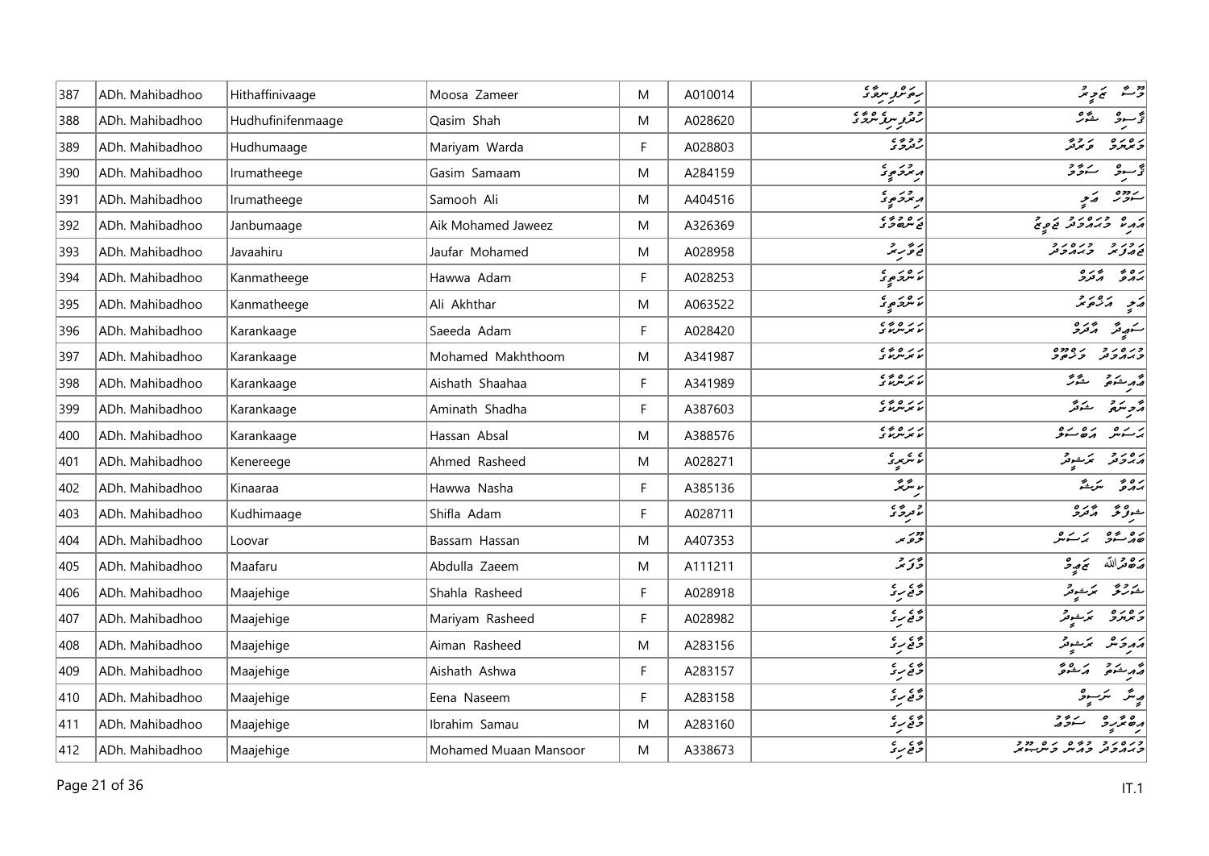| 387 | ADh. Mahibadhoo | Hithaffinivaage | Moosa Zameer | M | A010014 | ހިތަފިނިވާގެ | މޫސާ ޒަމީރު |
|---|---|---|---|---|---|---|---|
| 388 | ADh. Mahibadhoo | Hudhufinifenmaage | Qasim Shah | M | A028620 | ހުދުފިނިފެންމާގެ | ޤާސިމް ޝާހް |
| 389 | ADh. Mahibadhoo | Hudhumaage | Mariyam Warda | F | A028803 | ހުދުމާގެ | މަރިޔަމް ވަރދާ |
| 390 | ADh. Mahibadhoo | Irumatheege | Gasim Samaam | M | A284159 | އިރުމަތީގެ | ޤާސިމް ސަމާމް |
| 391 | ADh. Mahibadhoo | Irumatheege | Samooh Ali | M | A404516 | އިރުމަތީގެ | ސަމޫހު އަލި |
| 392 | ADh. Mahibadhoo | Janbumaage | Aik Mohamed Jaweez | M | A326369 | ޖަންބުމާގެ | އައިކް މުހައްމަދު ޖަވީޒް |
| 393 | ADh. Mahibadhoo | Javaahiru | Jaufar Mohamed | M | A028958 | ޖަވާހިރު | ޖައުފަރު މުހައްމަދު |
| 394 | ADh. Mahibadhoo | Kanmatheege | Hawwa Adam | F | A028253 | ކަންމަތީގެ | ހައްވާ އާދަމް |
| 395 | ADh. Mahibadhoo | Kanmatheege | Ali Akhthar | M | A063522 | ކަންމަތީގެ | އަލި އަޚްތަރު |
| 396 | ADh. Mahibadhoo | Karankaage | Saeeda Adam | F | A028420 | ކަރަންކާގެ | ސަޢީދާ އާދަމް |
| 397 | ADh. Mahibadhoo | Karankaage | Mohamed Makhthoom | M | A341987 | ކަރަންކާގެ | މުހައްމަދު މަޚްތޫމް |
| 398 | ADh. Mahibadhoo | Karankaage | Aishath Shaahaa | F | A341989 | ކަރަންކާގެ | އާއިޝަތު ޝާހާ |
| 399 | ADh. Mahibadhoo | Karankaage | Aminath Shadha | F | A387603 | ކަރަންކާގެ | އާމިނަތު ޝަދާ |
| 400 | ADh. Mahibadhoo | Karankaage | Hassan Absal | M | A388576 | ކަރަންކާގެ | ހަސަން އަބްސަލް |
| 401 | ADh. Mahibadhoo | Kenereege | Ahmed Rasheed | M | A028271 | ކެނެރީގެ | އަހްމަދު ރަޝީދު |
| 402 | ADh. Mahibadhoo | Kinaaraa | Hawwa Nasha | F | A385136 | ކިނާރާ | ހައްވާ ނަޝާ |
| 403 | ADh. Mahibadhoo | Kudhimaage | Shifla Adam | F | A028711 | ކުދިމާގެ | ޝިފްލާ އާދަމް |
| 404 | ADh. Mahibadhoo | Loovar | Bassam Hassan | M | A407353 | ލޫވަރ | ބައްސާމް ހަސަން |
| 405 | ADh. Mahibadhoo | Maafaru | Abdulla Zaeem | M | A111211 | މާފަރު | އަބްދުﷲ ޒަޢީމް |
| 406 | ADh. Mahibadhoo | Maajehige | Shahla Rasheed | F | A028918 | މާޖެހިގެ | ޝަހްލާ ރަޝީދު |
| 407 | ADh. Mahibadhoo | Maajehige | Mariyam Rasheed | F | A028982 | މާޖެހިގެ | މަރިޔަމް ރަޝީދު |
| 408 | ADh. Mahibadhoo | Maajehige | Aiman Rasheed | M | A283156 | މާޖެހިގެ | އައިމަން ރަޝީދު |
| 409 | ADh. Mahibadhoo | Maajehige | Aishath Ashwa | F | A283157 | މާޖެހިގެ | އާއިޝަތު އަޝްވާ |
| 410 | ADh. Mahibadhoo | Maajehige | Eena Naseem | F | A283158 | މާޖެހިގެ | އީނާ ނަސީމް |
| 411 | ADh. Mahibadhoo | Maajehige | Ibrahim Samau | M | A283160 | މާޖެހިގެ | އިބްރާހީމް ސަމާއު |
| 412 | ADh. Mahibadhoo | Maajehige | Mohamed Muaan Mansoor | M | A338673 | މާޖެހިގެ | މުހައްމަދު މުޢާން މަންސޫރު |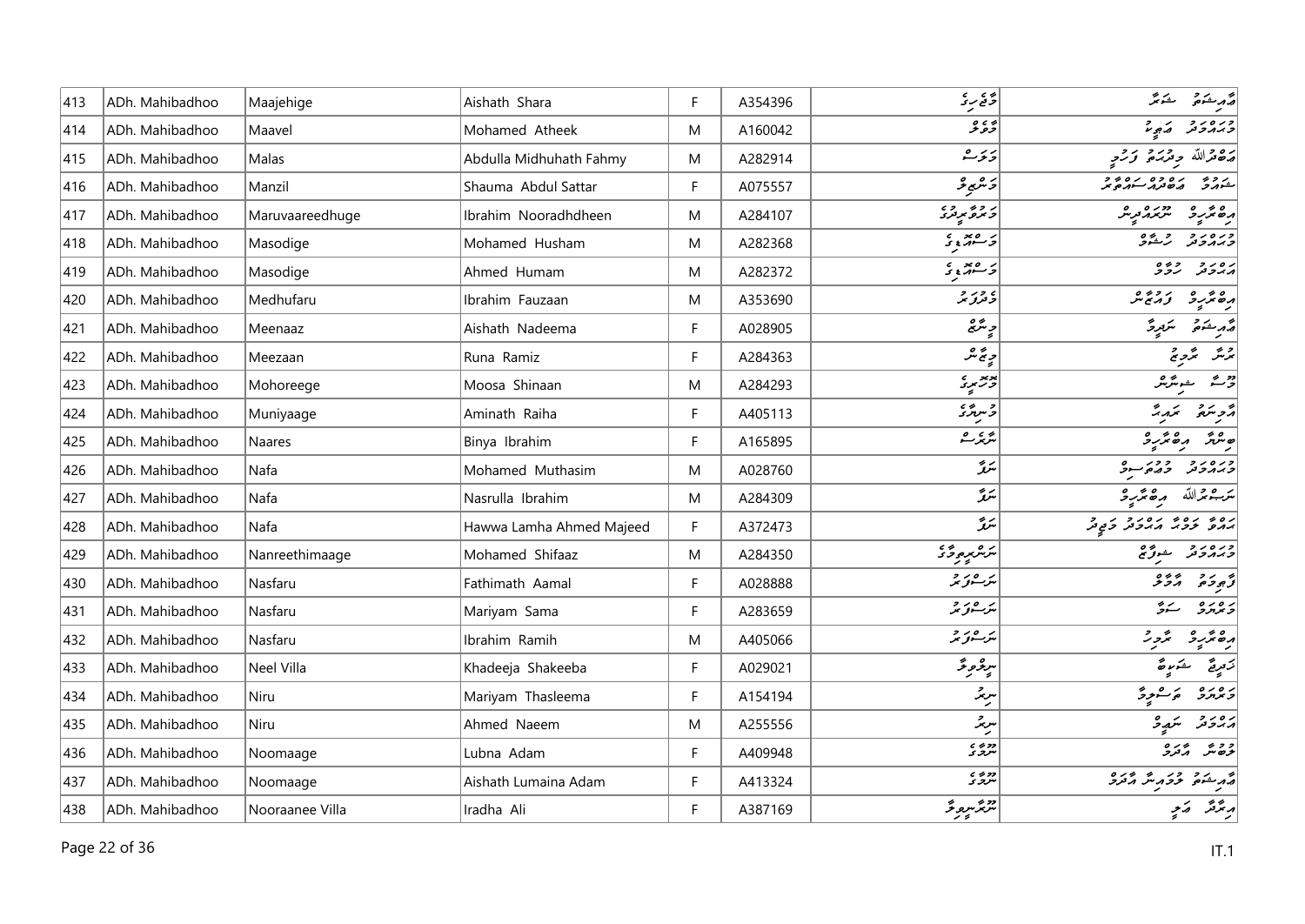| 413 | ADh. Mahibadhoo | Maajehige | Aishath Shara | F | A354396 | މާޖެހިގެ | އާއިޝަތު ޝަރާ |
|---|---|---|---|---|---|---|---|
| 414 | ADh. Mahibadhoo | Maavel | Mohamed Atheek | M | A160042 | މާވެލް | މުހައްމަދު އަތީޤު |
| 415 | ADh. Mahibadhoo | Malas | Abdulla Midhuhath Fahmy | M | A282914 | މަލަސް | އަބްދުﷲ މިދުހަތު ފަހުމީ |
| 416 | ADh. Mahibadhoo | Manzil | Shauma Abdul Sattar | F | A075557 | މަންޒިލް | ޝައުމާ އަބްދުލްސައްތާރު |
| 417 | ADh. Mahibadhoo | Maruvaareedhuge | Ibrahim Nooradhdheen | M | A284107 | މަރުވާރީދުގެ | އިބްރާހީމް ނޫރައްދީން |
| 418 | ADh. Mahibadhoo | Masodige | Mohamed Husham | M | A282368 | މަސޯދިގެ | މުހައްމަދު ހުޝާމް |
| 419 | ADh. Mahibadhoo | Masodige | Ahmed Humam | M | A282372 | މަސޯދިގެ | އަހުމަދު ހުމާމް |
| 420 | ADh. Mahibadhoo | Medhufaru | Ibrahim Fauzaan | M | A353690 | މެދުފަރު | އިބްރާހީމް ފައުޒާން |
| 421 | ADh. Mahibadhoo | Meenaaz | Aishath Nadeema | F | A028905 | މީނާޒް | އާއިޝަތު ނަދީމާ |
| 422 | ADh. Mahibadhoo | Meezaan | Runa Ramiz | F | A284363 | މީޒާން | ރުނާ ރާމިޒް |
| 423 | ADh. Mahibadhoo | Mohoreege | Moosa Shinaan | M | A284293 | މޮހޮރީގެ | މޫސާ ޝިނާން |
| 424 | ADh. Mahibadhoo | Muniyaage | Aminath Raiha | F | A405113 | މުނިޔާގެ | އާމިނަތު ރައިހާ |
| 425 | ADh. Mahibadhoo | Naares | Binya Ibrahim | F | A165895 | ނާރެސް | ބިންޔާ އިބްރާހީމް |
| 426 | ADh. Mahibadhoo | Nafa | Mohamed Muthasim | M | A028760 | ނަފާ | މުހައްމަދު މުއުތަސިމް |
| 427 | ADh. Mahibadhoo | Nafa | Nasrulla Ibrahim | M | A284309 | ނަފާ | ނަސްރުﷲ އިބްރާހީމް |
| 428 | ADh. Mahibadhoo | Nafa | Hawwa Lamha Ahmed Majeed | F | A372473 | ނަފާ | ހައްވާ ލަމްހާ އަހުމަދު މަޖީދު |
| 429 | ADh. Mahibadhoo | Nanreethimaage | Mohamed Shifaaz | M | A284350 | ނަންރީތިމާގެ | މުހައްމަދު ޝިފާޒު |
| 430 | ADh. Mahibadhoo | Nasfaru | Fathimath Aamal | F | A028888 | ނަސްފަރު | ފާތިމަތު އާމާލް |
| 431 | ADh. Mahibadhoo | Nasfaru | Mariyam Sama | F | A283659 | ނަސްފަރު | މަރިޔަމް ސަމާ |
| 432 | ADh. Mahibadhoo | Nasfaru | Ibrahim Ramih | M | A405066 | ނަސްފަރު | އިބްރާހީމް ރާމިހު |
| 433 | ADh. Mahibadhoo | Neel Villa | Khadeeja Shakeeba | F | A029021 | ނީލްވިލާ | ޚަދީޖާ ޝަކީބާ |
| 434 | ADh. Mahibadhoo | Niru | Mariyam Thasleema | F | A154194 | ނިރު | މަރިޔަމް ތަސްލީމާ |
| 435 | ADh. Mahibadhoo | Niru | Ahmed Naeem | M | A255556 | ނިރު | އަހުމަދު ނަޢީމް |
| 436 | ADh. Mahibadhoo | Noomaage | Lubna Adam | F | A409948 | ނޫމާގެ | ލުބުނާ އާދަމް |
| 437 | ADh. Mahibadhoo | Noomaage | Aishath Lumaina Adam | F | A413324 | ނޫމާގެ | އާއިޝަތު ލުމައިނާ އާދަމް |
| 438 | ADh. Mahibadhoo | Nooraanee Villa | Iradha Ali | F | A387169 | ނޫރާނީވިލާ | އިރާދާ އަލި |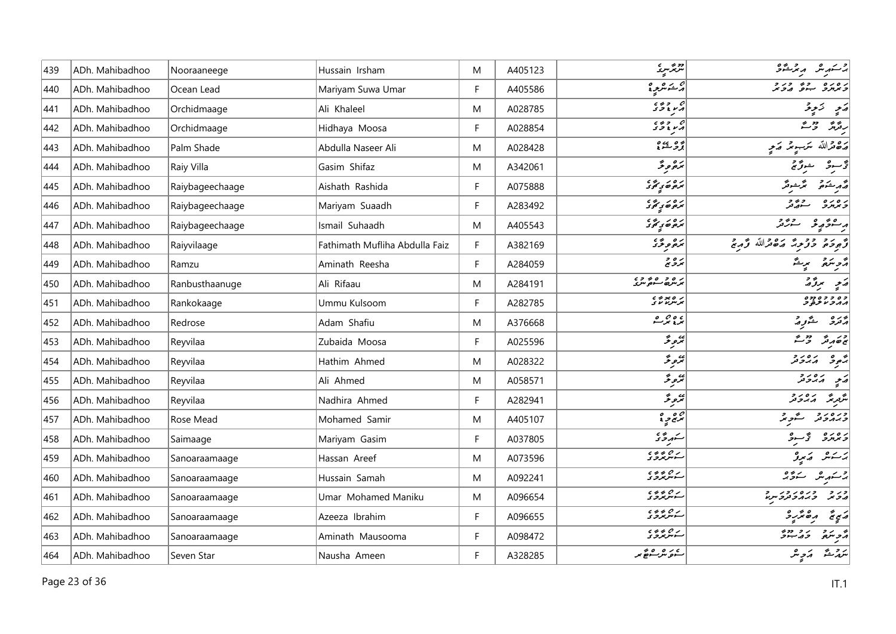| 439 | ADh. Mahibadhoo | Nooraaneege | Hussain Irsham | M | A405123 | ނޫރާނީގެ | ޙުސައިން އިރުޝާމް |
|---|---|---|---|---|---|---|---|
| 440 | ADh. Mahibadhoo | Ocean Lead | Mariyam Suwa Umar | F | A405586 | އޯޝަންލީޑް | މަރިޔަމް ސުވާ ޢުމަރު |
| 441 | ADh. Mahibadhoo | Orchidmaage | Ali Khaleel | M | A028785 | އޯކިޑްމާގެ | ޢަލީ ޚަލީލް |
| 442 | ADh. Mahibadhoo | Orchidmaage | Hidhaya Moosa | F | A028854 | އޯކިޑްމާގެ | ހިދާޔާ މޫސާ |
| 443 | ADh. Mahibadhoo | Palm Shade | Abdulla Naseer Ali | M | A028428 |ޕާމްޝޭޑް | އަބްދުﷲ ނަސީރު ޢަލީ |
| 444 | ADh. Mahibadhoo | Raiy Villa | Gasim Shifaz | M | A342061 | ރައިވިލާ | ޤާސިމް ޝިފާޒް |
| 445 | ADh. Mahibadhoo | Raiybageechaage | Aishath Rashida | F | A075888 | ރައިބަގީޗާގެ | ޢާއިޝަތު ރާޝިދާ |
| 446 | ADh. Mahibadhoo | Raiybageechaage | Mariyam Suaadh | F | A283492 | ރައިބަގީޗާގެ | މަރިޔަމް ސުޢާދު |
| 447 | ADh. Mahibadhoo | Raiybageechaage | Ismail Suhaadh | M | A405543 | ރައިބަގީޗާގެ | އިސްމާޢީލް ސުހާދު |
| 448 | ADh. Mahibadhoo | Raiyvilaage | Fathimath Mufliha Abdulla Faiz | F | A382169 | ރައިވިލާގެ | ފާތިމަތު މުފްލިޙާ އަބްދުﷲ ފާއިޒް |
| 449 | ADh. Mahibadhoo | Ramzu | Aminath Reesha | F | A284059 | ރަމްޒު | އާމިނަތު ރީޝާ |
| 450 | ADh. Mahibadhoo | Ranbusthaanuge | Ali Rifaau | M | A284191 | ރަންބުސްތާނުގެ | ޢަލީ ރިފާއު |
| 451 | ADh. Mahibadhoo | Rankokaage | Ummu Kulsoom | F | A282785 | ރަންކޮކާގެ | އުއްމު ކުލްސޫމް |
| 452 | ADh. Mahibadhoo | Redrose | Adam Shafiu | M | A376668 | ރެޑްރޯސް | އާދަމް ޝާފިއު |
| 453 | ADh. Mahibadhoo | Reyvilaa | Zubaida Moosa | F | A025596 | ރޭވިލާ | ޒުބައިދާ މޫސާ |
| 454 | ADh. Mahibadhoo | Reyvilaa | Hathim Ahmed | M | A028322 | ރޭވިލާ | ހާތިމް އަޙްމަދު |
| 455 | ADh. Mahibadhoo | Reyvilaa | Ali Ahmed | M | A058571 | ރޭވިލާ | ޢަލީ އަޙްމަދު |
| 456 | ADh. Mahibadhoo | Reyvilaa | Nadhira Ahmed | F | A282941 | ރޭވިލާ | ނާދިރާ އަޙްމަދު |
| 457 | ADh. Mahibadhoo | Rose Mead | Mohamed Samir | M | A405107 | ރޯޒްމީޑް | މުޙައްމަދު ސާމިރު |
| 458 | ADh. Mahibadhoo | Saimaage | Mariyam Gasim | F | A037805 | ސައިމާގެ | މަރިޔަމް ޤާސިމް |
| 459 | ADh. Mahibadhoo | Sanoaraamaage | Hassan Areef | M | A073596 | ސަނޯރާމާގެ | ޙަސަން އަރީފް |
| 460 | ADh. Mahibadhoo | Sanoaraamaage | Hussain Samah | M | A092241 | ސަނޯރާމާގެ | ޙުސައިން ސަމާޙް |
| 461 | ADh. Mahibadhoo | Sanoaraamaage | Umar Mohamed Maniku | M | A096654 | ސަނޯރާމާގެ | ޢުމަރު މުޙައްމަދުމަނިކު |
| 462 | ADh. Mahibadhoo | Sanoaraamaage | Azeeza Ibrahim | F | A096655 | ސަނޯރާމާގެ | ޢަޒީޒާ އިބްރާހީމް |
| 463 | ADh. Mahibadhoo | Sanoaraamaage | Aminath Mausooma | F | A098472 | ސަނޯރާމާގެ | އާމިނަތު މައުޞޫމާ |
| 464 | ADh. Mahibadhoo | Seven Star | Nausha Ameen | F | A328285 | ސެވަންސްޓާރ | ނައުޝާ އަމީން |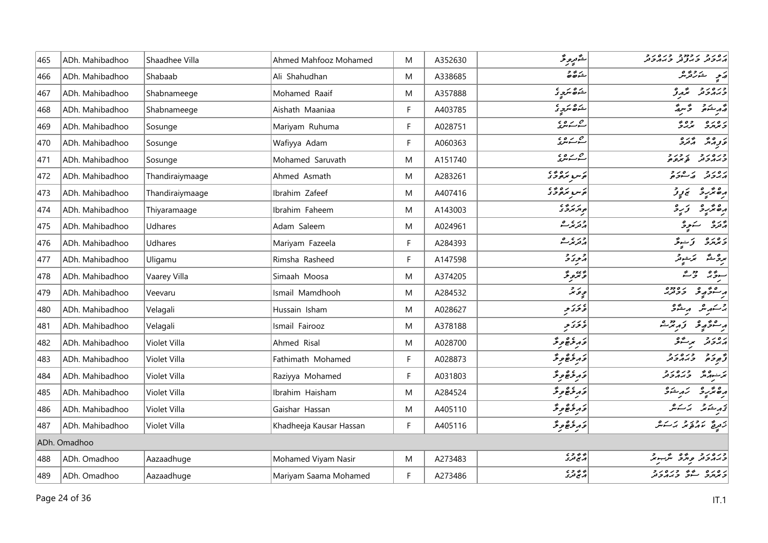| 465 | ADh. Mahibadhoo | Shaadhee Villa | Ahmed Mahfooz Mohamed | M | A352630 | ޝާދީވިލާ | އަޙްމަދު މަޙްފޫޒު މުޙައްމަދު |
|---|---|---|---|---|---|---|---|
| 466 | ADh. Mahibadhoo | Shabaab | Ali Shahudhan | M | A338685 | ޝަބާބު | އަލީ ޝަހުދާން |
| 467 | ADh. Mahibadhoo | Shabnameege | Mohamed Raaif | M | A357888 | ޝަބްނަމީގެ | މުޙައްމަދު ރާއިފް |
| 468 | ADh. Mahibadhoo | Shabnameege | Aishath Maaniaa | F | A403785 | ޝަބްނަމީގެ | އައިޝަތު މާނިއާ |
| 469 | ADh. Mahibadhoo | Sosunge | Mariyam Ruhuma | F | A028751 | ސޯސުންގެ | މަރިޔަމް ރުހުމާ |
| 470 | ADh. Mahibadhoo | Sosunge | Wafiyya Adam | F | A060363 | ސޯސުންގެ | ވަފިއްޔާ އާދަމް |
| 471 | ADh. Mahibadhoo | Sosunge | Mohamed Saruvath | M | A151740 | ސޯސުންގެ | މުޙައްމަދު ޘަރުވަތު |
| 472 | ADh. Mahibadhoo | Thandiraiymaage | Ahmed Asmath | M | A283261 | ތަންދިރައްމާގެ | އަޙްމަދު އަސްމަތު |
| 473 | ADh. Mahibadhoo | Thandiraiymaage | Ibrahim Zafeef | M | A407416 | ތަންދިރައްމާގެ | އިބްރާހިމް ޒަފީފް |
| 474 | ADh. Mahibadhoo | Thiyaramaage | Ibrahim Faheem | M | A143003 | ތިޔަރަމާގެ | އިބްރާހިމް ފަހީމް |
| 475 | ADh. Mahibadhoo | Udhares | Adam Saleem | M | A024961 | އުދަރެސް | އާދަމް ސަލީމް |
| 476 | ADh. Mahibadhoo | Udhares | Mariyam Fazeela | F | A284393 | އުދަރެސް | މަރިޔަމް ފަޒީލާ |
| 477 | ADh. Mahibadhoo | Uligamu | Rimsha Rasheed | F | A147598 | އުލިގަމު | ރިމްޝާ ރަޝީދު |
| 478 | ADh. Mahibadhoo | Vaarey Villa | Simaah Moosa | M | A374205 | ވާރޭވިލާ | ސިމާޙް މޫސާ |
| 479 | ADh. Mahibadhoo | Veevaru | Ismail Mamdhooh | M | A284532 | ވީވަރު | އިސްމާޢީލް މަމްދޫޙް |
| 480 | ADh. Mahibadhoo | Velagali | Hussain Isham | M | A028627 | ވެލަގަލި | ޙުސައިން އިޝާމް |
| 481 | ADh. Mahibadhoo | Velagali | Ismail Fairooz | M | A378188 | ވެލަގަލި | އިސްމާޢީލް ފައިރޫޒު |
| 482 | ADh. Mahibadhoo | Violet Villa | Ahmed Risal | M | A028700 | ވައިލެޓްވިލާ | އަޙްމަދު ރިސާލް |
| 483 | ADh. Mahibadhoo | Violet Villa | Fathimath Mohamed | F | A028873 | ވައިލެޓްވިލާ | ފާތިމަތު މުޙައްމަދު |
| 484 | ADh. Mahibadhoo | Violet Villa | Raziyya Mohamed | F | A031803 | ވައިލެޓްވިލާ | ރަޒިއްޔާ މުޙައްމަދު |
| 485 | ADh. Mahibadhoo | Violet Villa | Ibrahim Haisham | M | A284524 | ވައިލެޓްވިލާ | އިބްރާހިމް ހައިޝަމް |
| 486 | ADh. Mahibadhoo | Violet Villa | Gaishar Hassan | M | A405110 | ވައިލެޓްވިލާ | ގައިޝަރު ހަސަން |
| 487 | ADh. Mahibadhoo | Violet Villa | Khadheeja Kausar Hassan | F | A405116 | ވައިލެޓްވިލާ | ޚަދީޖާ ކައުޘަރު ހަސަން |
| ADh. Omadhoo | | | | | | | |
| 488 | ADh. Omadhoo | Aazaadhuge | Mohamed Viyam Nasir | M | A273483 | އާޒާދުގެ | މުޙައްމަދު ވިޔާމް ނާޞިރު |
| 489 | ADh. Omadhoo | Aazaadhuge | Mariyam Saama Mohamed | F | A273486 | އާޒާދުގެ | މަރިޔަމް ސާމާ މުޙައްމަދު |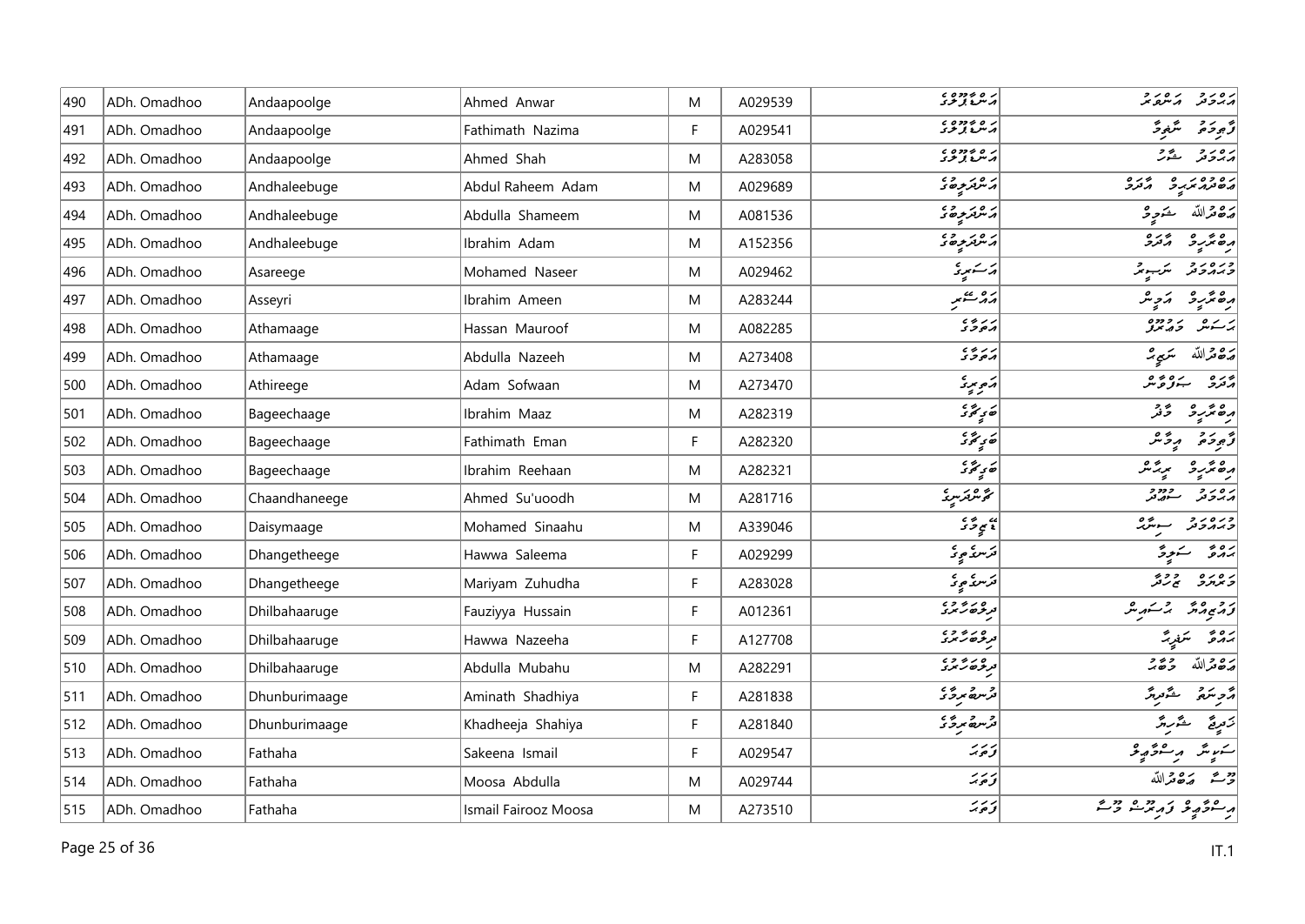| 490 | ADh. Omadhoo | Andaapoolge | Ahmed Anwar | M | A029539 | އަންޑާޕޫލްގެ | އަހުމަދު އަންވަރު |
|---|---|---|---|---|---|---|---|
| 491 | ADh. Omadhoo | Andaapoolge | Fathimath Nazima | F | A029541 | އަންޑާޕޫލްގެ | ފާތިމަތު ނާޒިމާ |
| 492 | ADh. Omadhoo | Andaapoolge | Ahmed Shah | M | A283058 | އަންޑާޕޫލްގެ | އަހުމަދު ޝާހު |
| 493 | ADh. Omadhoo | Andhaleebuge | Abdul Raheem Adam | M | A029689 | އަންދަލީބުގެ | އަބްދުއްރަޙީމް އާދަމް |
| 494 | ADh. Omadhoo | Andhaleebuge | Abdulla Shameem | M | A081536 | އަންދަލީބުގެ | އަބްދުاللہ ޝަމީމް |
| 495 | ADh. Omadhoo | Andhaleebuge | Ibrahim Adam | M | A152356 | އަންދަލީބުގެ | އިބްރާހީމް އާދަމް |
| 496 | ADh. Omadhoo | Asareege | Mohamed Naseer | M | A029462 | އަސަރީގެ | މުޙައްމަދު ނަސީރު |
| 497 | ADh. Omadhoo | Asseyri | Ibrahim Ameen | M | A283244 | އައްސޭރި | އިބްރާހީމް އަމީން |
| 498 | ADh. Omadhoo | Athamaage | Hassan Mauroof | M | A082285 | އަތަމާގެ | ހަސަން މަޢުރޫފް |
| 499 | ADh. Omadhoo | Athamaage | Abdulla Nazeeh | M | A273408 | އަތަމާގެ | އަބްދުاللہ ނަޒީހު |
| 500 | ADh. Omadhoo | Athireege | Adam Sofwaan | M | A273470 | އަތިރީގެ | އާދަމް ސަފްވާން |
| 501 | ADh. Omadhoo | Bageechaage | Ibrahim Maaz | M | A282319 | ބަގީޗާގެ | އިބްރާހީމް މާޒު |
| 502 | ADh. Omadhoo | Bageechaage | Fathimath Eman | F | A282320 | ބަގީޗާގެ | ފާތިމަތު އީމާން |
| 503 | ADh. Omadhoo | Bageechaage | Ibrahim Reehaan | M | A282321 | ބަގީޗާގެ | އިބްރާހީމް ރީހާން |
| 504 | ADh. Omadhoo | Chaandhaneege | Ahmed Su'uoodh | M | A281716 | ޗާންދަނީގެ | އަހުމަދު ސުޢޫދު |
| 505 | ADh. Omadhoo | Daisymaage | Mohamed Sinaahu | M | A339046 | ޑޭޒީމާގެ | މުޙައްމަދު ސިނާހު |
| 506 | ADh. Omadhoo | Dhangetheege | Hawwa Saleema | F | A029299 | ދަނގެތީގެ | ހައްވާ ސަލީމާ |
| 507 | ADh. Omadhoo | Dhangetheege | Mariyam Zuhudha | F | A283028 | ދަނގެތީގެ | މަރިޔަމް ޒުހުދާ |
| 508 | ADh. Omadhoo | Dhilbahaaruge | Fauziyya Hussain | F | A012361 | ދިލްބަހާރުގެ | ފައުޒިއްޔާ ހުސައިން |
| 509 | ADh. Omadhoo | Dhilbahaaruge | Hawwa Nazeeha | F | A127708 | ދިލްބަހާރުގެ | ހައްވާ ނަޒީހާ |
| 510 | ADh. Omadhoo | Dhilbahaaruge | Abdulla Mubahu | M | A282291 | ދިލްބަހާރުގެ | އަބްދުاللہ މުބަހު |
| 511 | ADh. Omadhoo | Dhunburimaage | Aminath Shadhiya | F | A281838 | ދުންބުރިމާގެ | އާމިނަތު ޝާދިޔާ |
| 512 | ADh. Omadhoo | Dhunburimaage | Khadheeja Shahiya | F | A281840 | ދުންބުރިމާގެ | ޚަދީޖާ ޝާހިޔާ |
| 513 | ADh. Omadhoo | Fathaha | Sakeena Ismail | F | A029547 | ފަތަހަ | ސަކީނާ އިސްމާޢީލު |
| 514 | ADh. Omadhoo | Fathaha | Moosa Abdulla | M | A029744 | ފަތަހަ | މޫސާ އަބްދުاللہ |
| 515 | ADh. Omadhoo | Fathaha | Ismail Fairooz Moosa | M | A273510 | ފަތަހަ | އިސްމާޢީލު ފައިރޫޒު މޫސާ |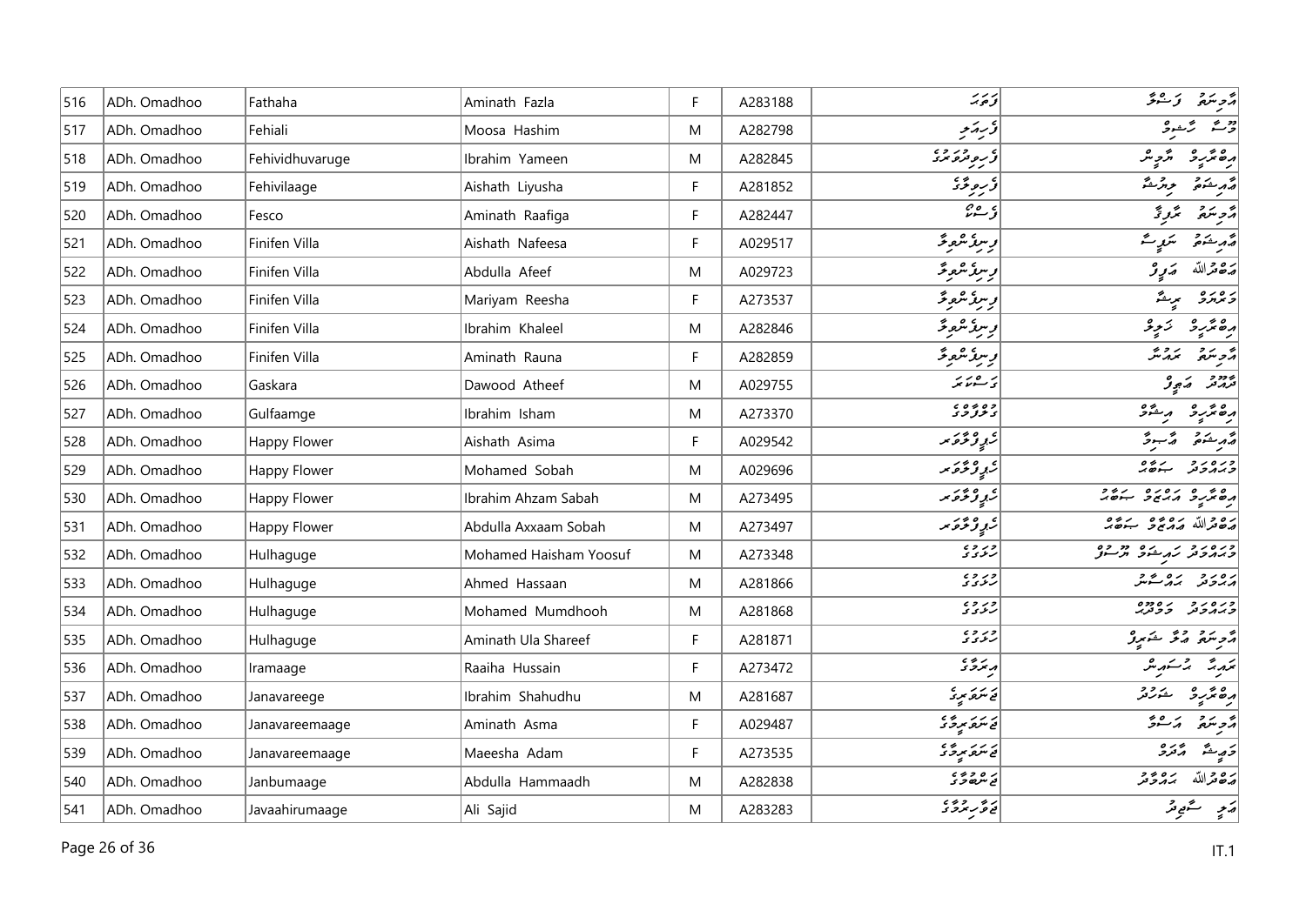| 516 | ADh. Omadhoo | Fathaha | Aminath Fazla | F | A283188 | ﺋﯘﻫﺌﻪ | ﺃﻣﻴﻨﺎﺕ ﻓﺎﺿﻼ |
|---|---|---|---|---|---|---|---|
| 517 | ADh. Omadhoo | Fehiali | Moosa Hashim | M | A282798 | ﻓﻴﻬﻴﺌﻪﻟﻲ | ﻣﻮﺳﻰ ﻫﺎﺷﻢ |
| 518 | ADh. Omadhoo | Fehividhuvaruge | Ibrahim Yameen | M | A282845 | ﻓﻴﻬﻴﻮﯨﺪﻭﯨﺮﯦ | ﺇﺑﺮﺍﻫﻴﻢ ﻳﺎﻣﻴﻦ |
| 519 | ADh. Omadhoo | Fehivilaage | Aishath Liyusha | F | A281852 | ﻓﻴﻬﻴﯨﻴﻼﯦ | ﻋﺎﺋﺸﺔ ﻟﻴﻮﺷﺎ |
| 520 | ADh. Omadhoo | Fesco | Aminath Raafiga | F | A282447 | ﻓﻴﺴﻜﻮ | ﺃﻣﻴﻨﺎﺕ ﺭﺍﻓﻴﻘﺎ |
| 521 | ADh. Omadhoo | Finifen Villa | Aishath Nafeesa | F | A029517 | ﻓﻴﻨﻴﻔﻴﻦ ﯨﻴﻼ | ﻋﺎﺋﺸﺔ ﻧﻔﻴﺴﺔ |
| 522 | ADh. Omadhoo | Finifen Villa | Abdulla Afeef | M | A029723 | ﻓﻴﻨﻴﻔﻴﻦ ﯨﻴﻼ | ﻋﺒﺪﺍﻟﻠﻪ ﻋﻔﻴﻒ |
| 523 | ADh. Omadhoo | Finifen Villa | Mariyam Reesha | F | A273537 | ﻓﻴﻨﻴﻔﻴﻦ ﯨﻴﻼ | ﻣﺮﻳﻢ ﺭﻳﺸﺎ |
| 524 | ADh. Omadhoo | Finifen Villa | Ibrahim Khaleel | M | A282846 | ﻓﻴﻨﻴﻔﻴﻦ ﯨﻴﻼ | ﺇﺑﺮﺍﻫﻴﻢ ﺧﻠﻴﻞ |
| 525 | ADh. Omadhoo | Finifen Villa | Aminath Rauna | F | A282859 | ﻓﻴﻨﻴﻔﻴﻦ ﯨﻴﻼ | ﺃﻣﻴﻨﺎﺕ ﺭﺅﻧﺎ |
| 526 | ADh. Omadhoo | Gaskara | Dawood Atheef | M | A029755 | ﮔﺎﺳﻜﺎﺭﺍ | ﺩﺍﻭﺩ ﻋﺎﻃﻒ |
| 527 | ADh. Omadhoo | Gulfaamge | Ibrahim Isham | M | A273370 | ﮔﻮﻟﻔﺎﻣﮔﯦ | ﺇﺑﺮﺍﻫﻴﻢ ﺇﺷﺎﻡ |
| 528 | ADh. Omadhoo | Happy Flower | Aishath Asima | F | A029542 | ﻫﻴﭙﻲ ﻓﻼﻭﺭ | ﻋﺎﺋﺸﺔ ﻋﺎﺻﻤﺔ |
| 529 | ADh. Omadhoo | Happy Flower | Mohamed Sobah | M | A029696 | ﻫﻴﭙﻲ ﻓﻼﻭﺭ | ﻣﺤﻤﺪ ﺻﺒﺎﺡ |
| 530 | ADh. Omadhoo | Happy Flower | Ibrahim Ahzam Sabah | M | A273495 | ﻫﻴﭙﻲ ﻓﻼﻭﺭ | ﺇﺑﺮﺍﻫﻴﻢ ﺃﺣﺰﻡ ﺻﺒﺎﺡ |
| 531 | ADh. Omadhoo | Happy Flower | Abdulla Axxaam Sobah | M | A273497 | ﻫﻴﭙﻲ ﻓﻼﻭﺭ | ﻋﺒﺪﺍﻟﻠﻪ ﺃﻋﺰﺍﻡ ﺻﺒﺎﺡ |
| 532 | ADh. Omadhoo | Hulhaguge | Mohamed Haisham Yoosuf | M | A273348 | ﻫﻮﻟﻬﮔﻮﮔﯦ | ﻣﺤﻤﺪ ﻫﻴﺸﺎﻡ ﻳﻮﺳﻒ |
| 533 | ADh. Omadhoo | Hulhaguge | Ahmed Hassaan | M | A281866 | ﻫﻮﻟﻬﮔﻮﮔﯦ | ﺃﺣﻤﺪ ﺣﺴﺎﻥ |
| 534 | ADh. Omadhoo | Hulhaguge | Mohamed Mumdhooh | M | A281868 | ﻫﻮﻟﻬﮔﻮﮔﯦ | ﻣﺤﻤﺪ ﻣﻤﺪﻭﺡ |
| 535 | ADh. Omadhoo | Hulhaguge | Aminath Ula Shareef | F | A281871 | ﻫﻮﻟﻬﮔﻮﮔﯦ | ﺃﻣﻴﻨﺎﺕ ﻋﻼ ﺷﺮﻳﻒ |
| 536 | ADh. Omadhoo | Iramaage | Raaiha Hussain | F | A273472 | ﺇﺭﺍﻣﺎﮔﯦ | ﺭﺍﺋﺤﺔ ﺣﺴﻴﻦ |
| 537 | ADh. Omadhoo | Janavareege | Ibrahim Shahudhu | M | A281687 | ﺟﻨﻮﺭﻳﮔﯦ | ﺇﺑﺮﺍﻫﻴﻢ ﺷﺎﻫﺪ |
| 538 | ADh. Omadhoo | Janavareemaage | Aminath Asma | F | A029487 | ﺟﻨﻮﺭﻳﻤﺎﮔﯦ | ﺃﻣﻴﻨﺎﺕ ﺃﺳﻤﺎ |
| 539 | ADh. Omadhoo | Janavareemaage | Maeesha Adam | F | A273535 | ﺟﻨﻮﺭﻳﻤﺎﮔﯦ | ﻣﻌﻴﺸﺔ ﺁﺩﻡ |
| 540 | ADh. Omadhoo | Janbumaage | Abdulla Hammaadh | M | A282838 | ﺟﻨﺒﻮﻣﺎﮔﯦ | ﻋﺒﺪﺍﻟﻠﻪ ﺣﻤﺎﺩ |
| 541 | ADh. Omadhoo | Javaahirumaage | Ali Sajid | M | A283283 | ﺟﻮﺍﻫﺮﻭﻣﺎﮔﯦ | ﻋﻠﻲ ﺳﺎﺟﺪ |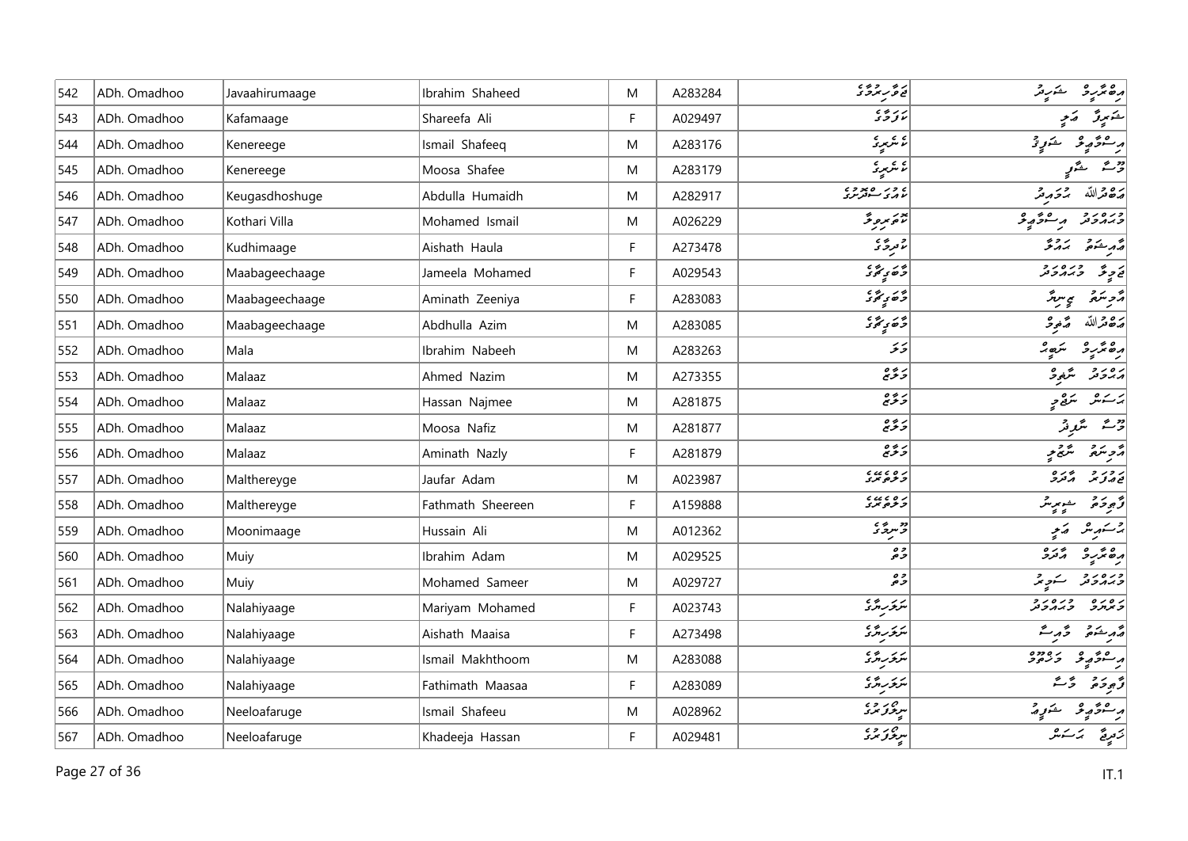| 542 | ADh. Omadhoo | Javaahirumaage | Ibrahim Shaheed | M | A283284 | ޖަވާހިރުމާގެ | އިބްރާހީމް ޝަހީދު |
|---|---|---|---|---|---|---|---|
| 543 | ADh. Omadhoo | Kafamaage | Shareefa Ali | F | A029497 | ކަފަމާގެ | ޝަރީފާ ޢަލީ |
| 544 | ADh. Omadhoo | Kenereege | Ismail Shafeeq | M | A283176 | ކެނެރީގެ | އިސްމާޢީލް ޝަފީޤު |
| 545 | ADh. Omadhoo | Kenereege | Moosa Shafee | M | A283179 | ކެނެރީގެ | މޫސާ ޝާފީ |
| 546 | ADh. Omadhoo | Keugasdhoshuge | Abdulla Humaidh | M | A282917 | ކެޔުގަސްދޮށުގެ | އަބްދުﷲ ހުމައިދު |
| 547 | ADh. Omadhoo | Kothari Villa | Mohamed Ismail | M | A026229 | ކޮތަރިވިލާ | މުހައްމަދު އިސްމާޢީލް |
| 548 | ADh. Omadhoo | Kudhimaage | Aishath Haula | F | A273478 | ކުދިމާގެ | އާއިޝަތު ހައުލާ |
| 549 | ADh. Omadhoo | Maabageechaage | Jameela Mohamed | F | A029543 | މާބަގީޗާގެ | ޖަމީލާ މުހައްމަދު |
| 550 | ADh. Omadhoo | Maabageechaage | Aminath Zeeniya | F | A283083 | މާބަގީޗާގެ | އާމިނަތު ޒީނިޔާ |
| 551 | ADh. Omadhoo | Maabageechaage | Abdhulla Azim | M | A283085 | މާބަގީޗާގެ | އަބްދުﷲ އާޒިމް |
| 552 | ADh. Omadhoo | Mala | Ibrahim Nabeeh | M | A283263 | މަލަ | އިބްރާހީމް ނަބީހު |
| 553 | ADh. Omadhoo | Malaaz | Ahmed Nazim | M | A273355 | މަލާޒް | އަހްމަދު ނާޒިމް |
| 554 | ADh. Omadhoo | Malaaz | Hassan Najmee | M | A281875 | މަލާޒް | ހަސަން ނަޖްމީ |
| 555 | ADh. Omadhoo | Malaaz | Moosa Nafiz | M | A281877 | މަލާޒް | މޫސާ ނާފިޒު |
| 556 | ADh. Omadhoo | Malaaz | Aminath Nazly | F | A281879 | މަލާޒް | އާމިނަތު ނާޒްލީ |
| 557 | ADh. Omadhoo | Malthereyge | Jaufar Adam | M | A023987 | މަލްތެރެގެ | ޖައުފަރު އާދަމް |
| 558 | ADh. Omadhoo | Malthereyge | Fathmath Sheereen | F | A159888 | މަލްތެރެގެ | ފާތިމަތު ޝީރީން |
| 559 | ADh. Omadhoo | Moonimaage | Hussain Ali | M | A012362 | މޫނިމާގެ | ހުސައިން ޢަލީ |
| 560 | ADh. Omadhoo | Muiy | Ibrahim Adam | M | A029525 | މުއި | އިބްރާހީމް އާދަމް |
| 561 | ADh. Omadhoo | Muiy | Mohamed Sameer | M | A029727 | މުއި | މުހައްމަދު ސަމީރު |
| 562 | ADh. Omadhoo | Nalahiyaage | Mariyam Mohamed | F | A023743 | ނަލަހިޔާގެ | މަރިޔަމް މުހައްމަދު |
| 563 | ADh. Omadhoo | Nalahiyaage | Aishath Maaisa | F | A273498 | ނަލަހިޔާގެ | އާއިޝަތު މާއިސާ |
| 564 | ADh. Omadhoo | Nalahiyaage | Ismail Makhthoom | M | A283088 | ނަލަހިޔާގެ | އިސްމާޢީލް މަޚްތޫމް |
| 565 | ADh. Omadhoo | Nalahiyaage | Fathimath Maasaa | F | A283089 | ނަލަހިޔާގެ | ފާތިމަތު މާސާ |
| 566 | ADh. Omadhoo | Neeloafaruge | Ismail Shafeeu | M | A028962 | ނީލޯފަރުގެ | އިސްމާޢީލް ޝަފީޢު |
| 567 | ADh. Omadhoo | Neeloafaruge | Khadeeja Hassan | F | A029481 | ނީލޯފަރުގެ | ޚަދީޖާ ހަސަން |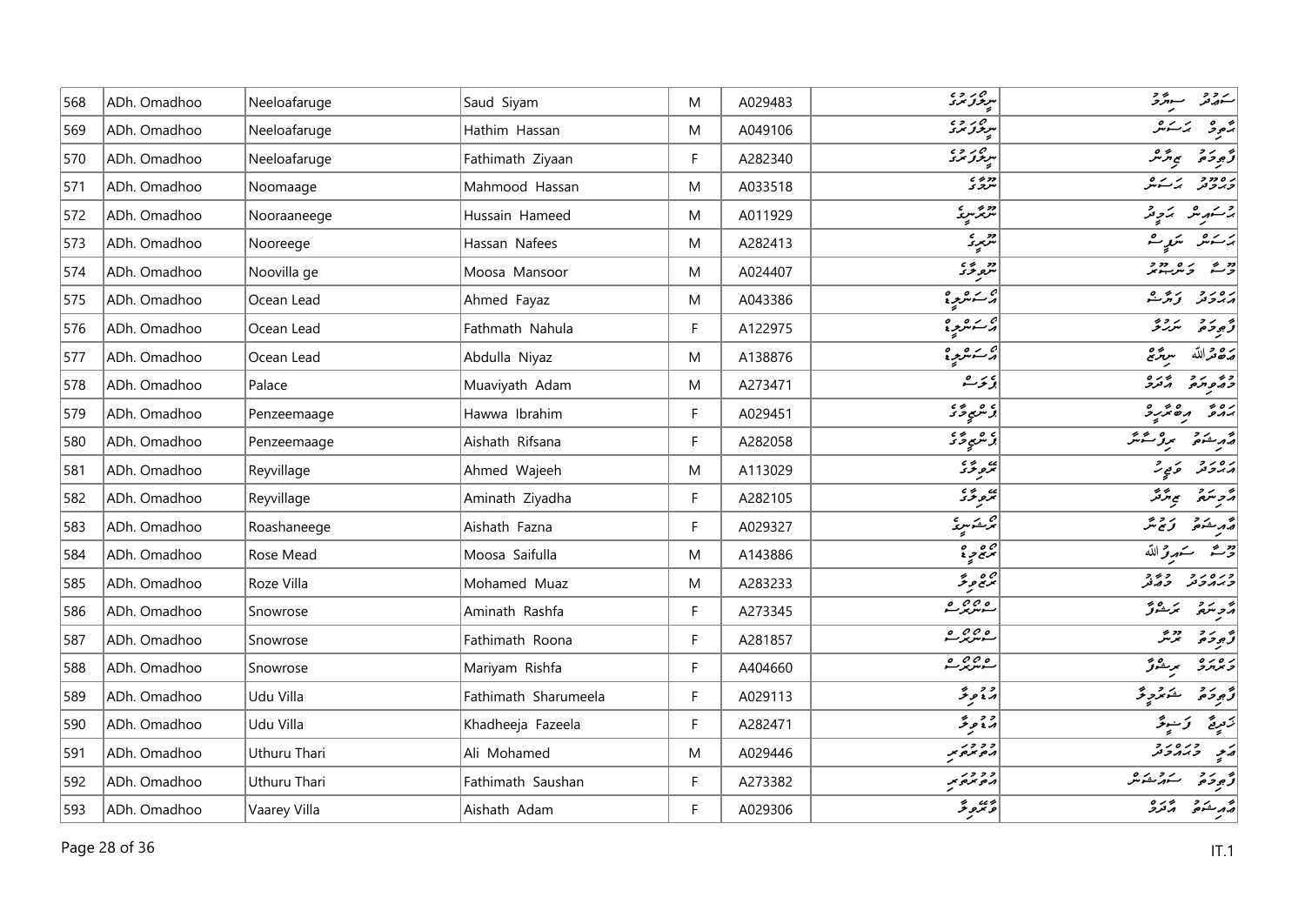| 568 | ADh. Omadhoo | Neeloafaruge | Saud Siyam | M | A029483 | سرگوتری | ستەدىر سەدگرى |
|---|---|---|---|---|---|---|---|
| 569 | ADh. Omadhoo | Neeloafaruge | Hathim Hassan | M | A049106 | سرگوتری | رَّجوِ بَرَسَسْ |
| 570 | ADh. Omadhoo | Neeloafaruge | Fathimath Ziyaan | F | A282340 | سرگوتری | وَّجِودَةِ بِرِمَّشْ |
| 571 | ADh. Omadhoo | Noomaage | Mahmood Hassan | M | A033518 | سرڈی | ذَبْرُودْ بَرَسَسْ |
| 572 | ADh. Omadhoo | Nooraaneege | Hussain Hameed | M | A011929 | سرگرسری | بْرَسَمْرِسْ بَرَدِیْرْ |
| 573 | ADh. Omadhoo | Nooreege | Hassan Nafees | M | A282413 | سرسری | بَرَسَسْ سَرِپْسْ |
| 574 | ADh. Omadhoo | Noovilla ge | Moosa Mansoor | M | A024407 | سرعرمحری | دُرْسٌ ذَسْرْبِدْرُ |
| 575 | ADh. Omadhoo | Ocean Lead | Ahmed Fayaz | M | A043386 | مرسکسرمرمر | بَرْدُوَتْرْ وَرَّرْسْ |
| 576 | ADh. Omadhoo | Ocean Lead | Fathmath Nahula | F | A122975 | مرسکسرمرمر | وَّجِودَةِ سَرَرْگَّ |
| 577 | ADh. Omadhoo | Ocean Lead | Abdulla Niyaz | M | A138876 | مرسکسرمرمر | بَرَهْتْرُاللّٰہ سِرْدُنَّمْ |
| 578 | ADh. Omadhoo | Palace | Muaviyath Adam | M | A273471 | بِوَسْ | دُبْرُوِبَرْمْ بُرُتْرُوْ |
| 579 | ADh. Omadhoo | Penzeemaage | Hawwa Ibrahim | F | A029451 | بِسْرُبِجِّی | بَرْبُرُوْ بِرِهْگَّرِدْ |
| 580 | ADh. Omadhoo | Penzeemaage | Aishath Rifsana | F | A282058 | بِسْرُبِجِّی | بُرْمِرْ شَوْمْ بِرِوْسُتَنَّمْ |
| 581 | ADh. Omadhoo | Reyvillage | Ahmed Wajeeh | M | A113029 | بُرُوِّرِّی | بَرْدُوَتْرْ وَبِحِرُ |
| 582 | ADh. Omadhoo | Reyvillage | Aminath Ziyadha | F | A282105 | بُرُوِّرِّی | بُرْدِسَرَمْ بِرْمُرْتُرْ |
| 583 | ADh. Omadhoo | Roashaneege | Aishath Fazna | F | A029327 | بُرْشَسِرِی | بُرْمِرْ شَوْمْ وَتْحَسْ |
| 584 | ADh. Omadhoo | Rose Mead | Moosa Saifulla | M | A143886 | بُرِجْحِرْ | دُرْسٌ سَهْرِرُاللّٰہ |
| 585 | ADh. Omadhoo | Roze Villa | Mohamed Muaz | M | A283233 | بُرِّجِوِرْ | دُبْرُوُدَرْ دُبُرُتْرُ |
| 586 | ADh. Omadhoo | Snowrose | Aminath Rashfa | F | A273345 | سُسْرُبُرُسْ | بُرْدِسَرَمْ بَرَشُوْرْ |
| 587 | ADh. Omadhoo | Snowrose | Fathimath Roona | F | A281857 | سُسْرُبُرُسْ | وَّجِودَةِ بُرُسْ |
| 588 | ADh. Omadhoo | Snowrose | Mariyam Rishfa | F | A404660 | سُسْرُبُرُسْ | ذَبُرْبَرَدْ بِرِشُوْرْ |
| 589 | ADh. Omadhoo | Udu Villa | Fathimath Sharumeela | F | A029113 | بُرْدُوِرْ | وَّجِودَةِ شَتَرْدِرِّ |
| 590 | ADh. Omadhoo | Udu Villa | Khadheeja Fazeela | F | A282471 | بُرْدُوِرْ | تَرِبِرِعٌ وَسَبِرِّ |
| 591 | ADh. Omadhoo | Uthuru Thari | Ali Mohamed | M | A029446 | بُرْدُبُرْدُبُرِ | بَرَدِ دُبُرُوُدَرْ |
| 592 | ADh. Omadhoo | Uthuru Thari | Fathimath Saushan | F | A273382 | بُرْدُبُرْدُبُرِ | وَّجِودَةِ سَتَرْشَسْ |
| 593 | ADh. Omadhoo | Vaarey Villa | Aishath Adam | F | A029306 | وُّبُرُوِرْ | بُرْمِرْ شَوْمْ بُرُتْرُوْ |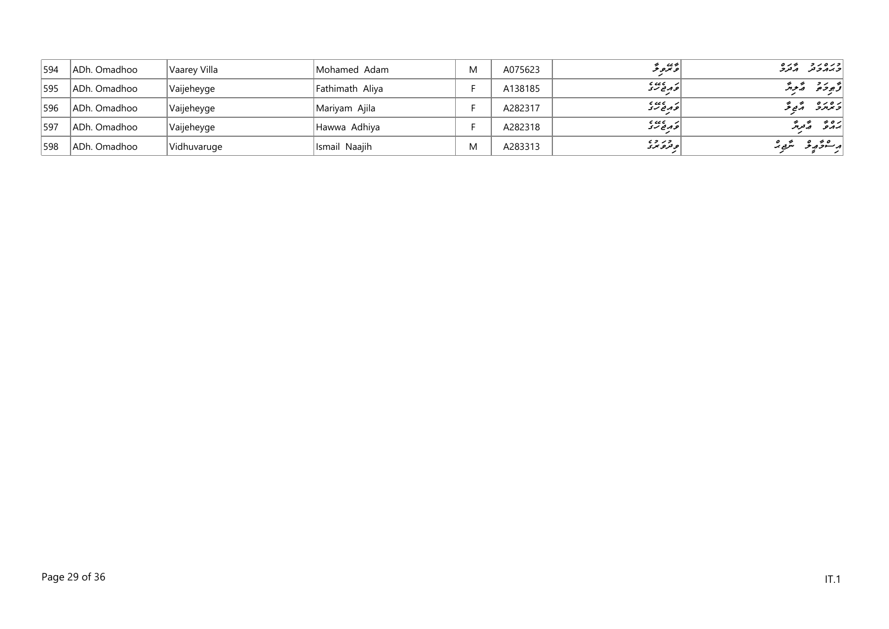| 594 | ADh. Omadhoo | Vaarey Villa | Mohamed Adam | M | A075623 | ވާރޭވިލާ | މުހައްމަދު އާދަމް |
|---|---|---|---|---|---|---|---|
| 595 | ADh. Omadhoo | Vaijeheyge | Fathimath Aliya | F | A138185 | ވައިޖެހޭގެ | ފާތިމަތު އާލިޔާ |
| 596 | ADh. Omadhoo | Vaijeheyge | Mariyam Ajila | F | A282317 | ވައިޖެހޭގެ | މަރިޔަމް އާޖިލާ |
| 597 | ADh. Omadhoo | Vaijeheyge | Hawwa Adhiya | F | A282318 | ވައިޖެހޭގެ | ހައްވާ އާދިޔާ |
| 598 | ADh. Omadhoo | Vidhuvaruge | Ismail Naajih | M | A283313 | ވިދުވަރުގެ | އިސްމާޢީލް ނާޖިހު |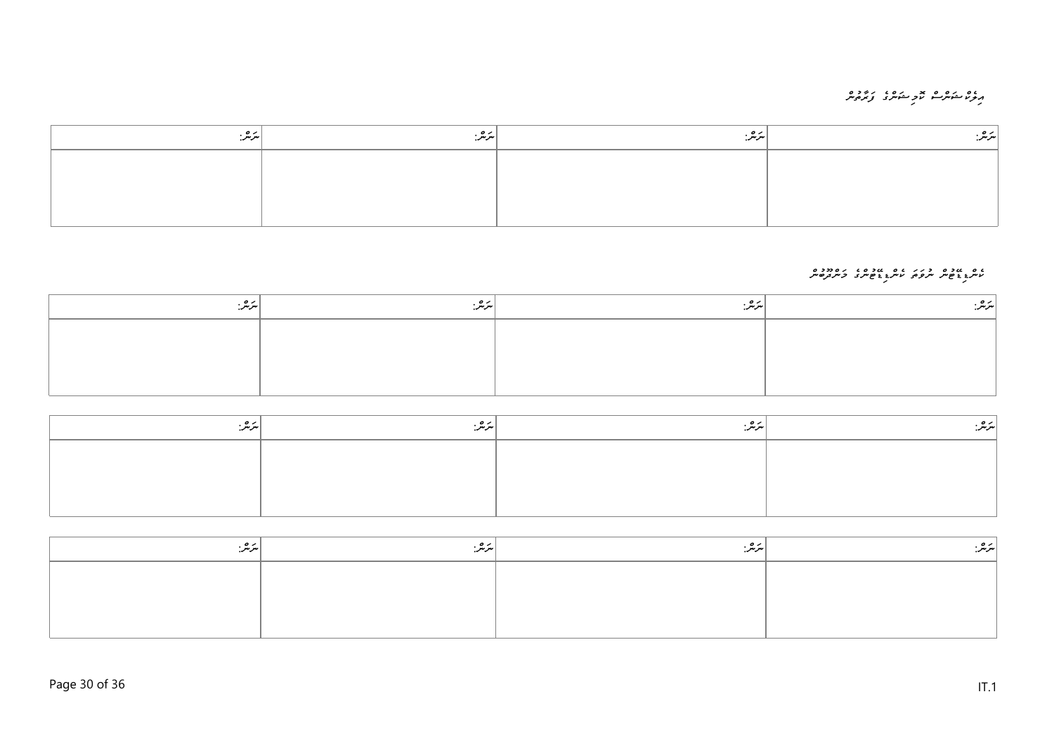# ރިޕޯޓް ޝަންސް ކޮމިޝަނުގެ ފަރާތުން

| ނަން: | ނަން: | ނަން: | ނަން: |
|---|---|---|---|
| | | | |

## ކެންޑިޑޭޓުން ނުވަތަ ކެންޑިޑޭޓުންގެ މަންދޫބުން

| ނަން: | ނަން: | ނަން: | ނަން: |
|---|---|---|---|
| | | | |

| ނަން: | ނަން: | ނަން: | ނަން: |
|---|---|---|---|
| | | | |

| ނަން: | ނަން: | ނަން: | ނަން: |
|---|---|---|---|
| | | | |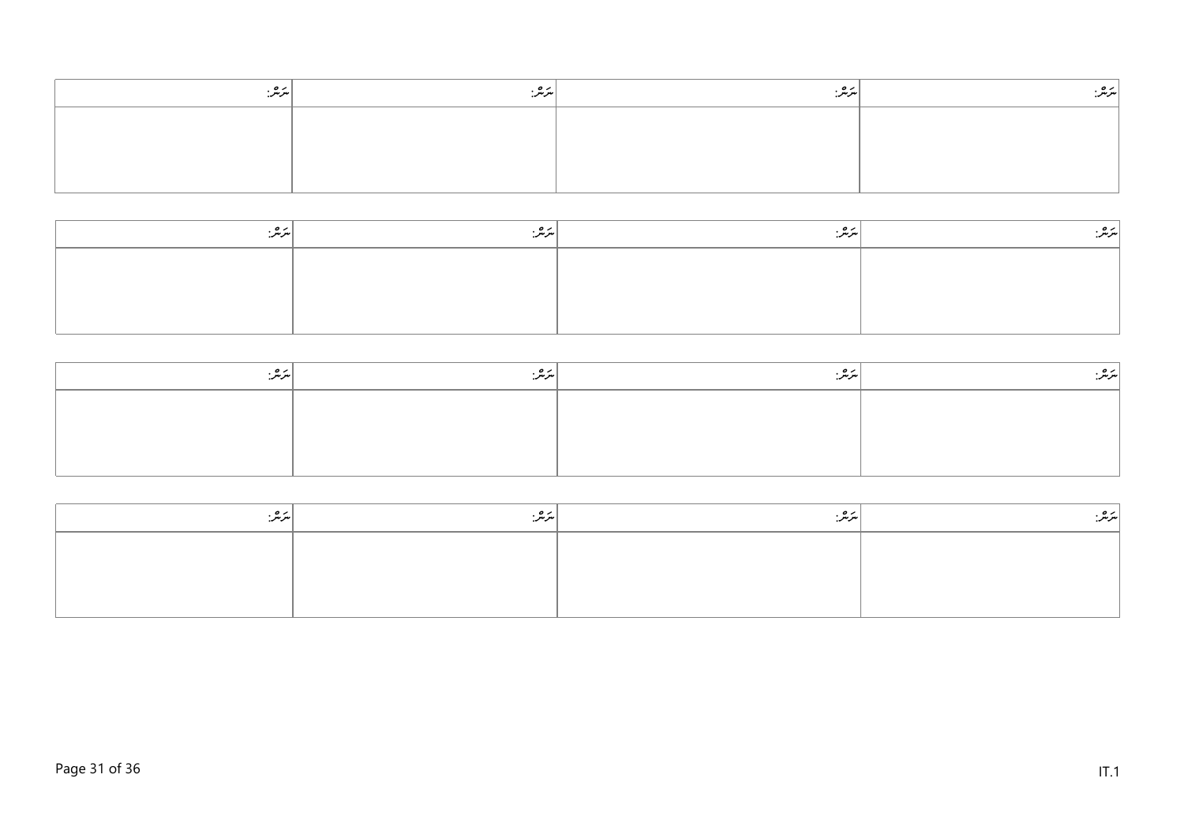| ނަރަށް: | ނަރަށް: | ނަރަށް: | ނަރަށް: |
| --- | --- | --- | --- |
| | | | |

| ނަރަށް: | ނަރަށް: | ނަރަށް: | ނަރަށް: |
| --- | --- | --- | --- |
| | | | |

| ނަރަށް: | ނަރަށް: | ނަރަށް: | ނަރަށް: |
| --- | --- | --- | --- |
| | | | |

| ނަރަށް: | ނަރަށް: | ނަރަށް: | ނަރަށް: |
| --- | --- | --- | --- |
| | | | |

IT.1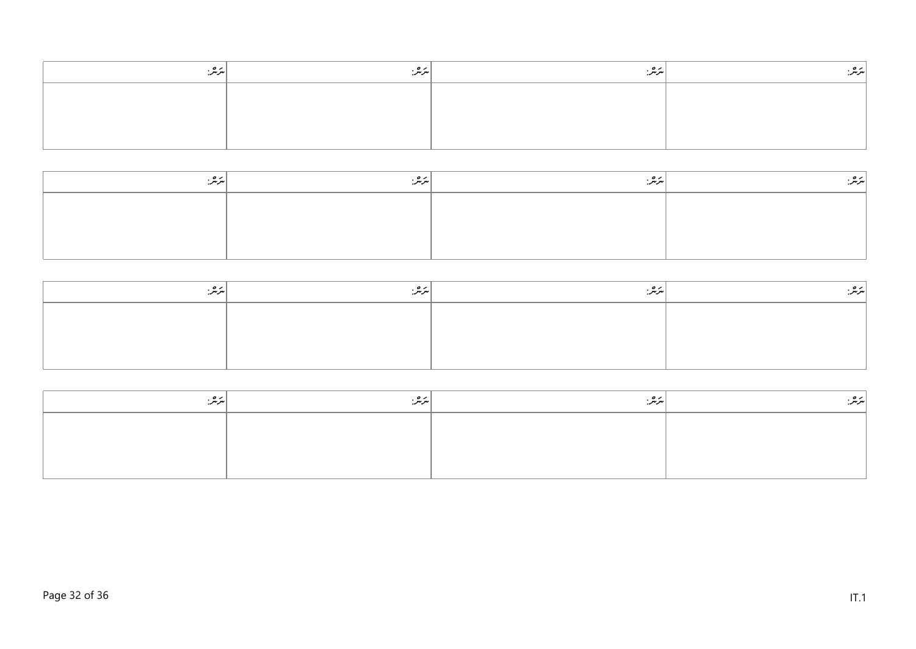| ނަރުދ: | ނަރުދ: | ނަރުދ: | ނަރުދ: |
| --- | --- | --- | --- |
| | | | |

| ނަރުދ: | ނަރުދ: | ނަރުދ: | ނަރުދ: |
| --- | --- | --- | --- |
| | | | |

| ނަރުދ: | ނަރުދ: | ނަރުދ: | ނަރުދ: |
| --- | --- | --- | --- |
| | | | |

| ނަރުދ: | ނަރުދ: | ނަރުދ: | ނަރުދ: |
| --- | --- | --- | --- |
| | | | |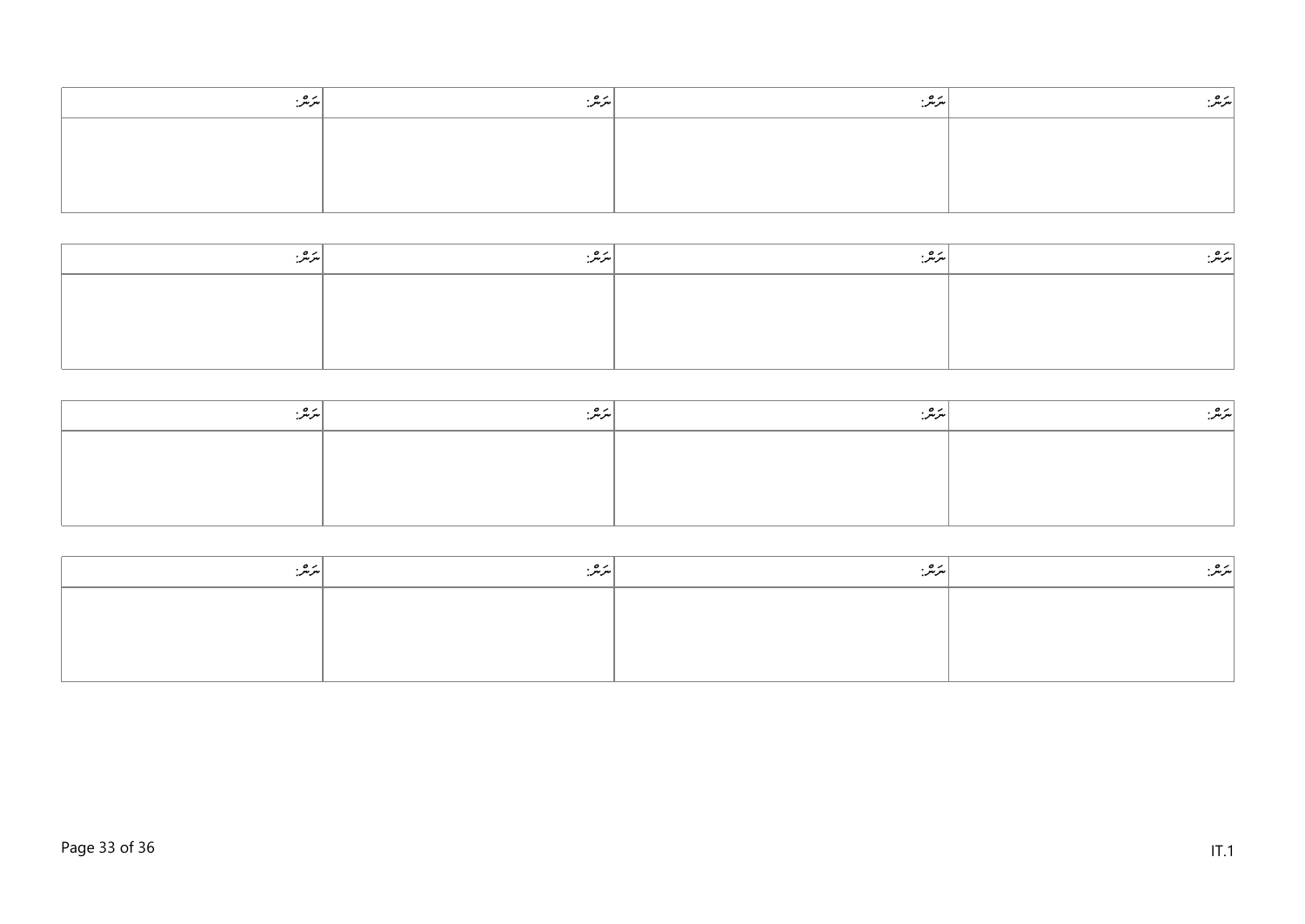| ނަރަށް: | ނަރަށް: | ނަރަށް: | ނަރަށް: |
| --- | --- | --- | --- |
| | | | |

| ނަރަށް: | ނަރަށް: | ނަރަށް: | ނަރަށް: |
| --- | --- | --- | --- |
| | | | |

| ނަރަށް: | ނަރަށް: | ނަރަށް: | ނަރަށް: |
| --- | --- | --- | --- |
| | | | |

| ނަރަށް: | ނަރަށް: | ނަރަށް: | ނަރަށް: |
| --- | --- | --- | --- |
| | | | |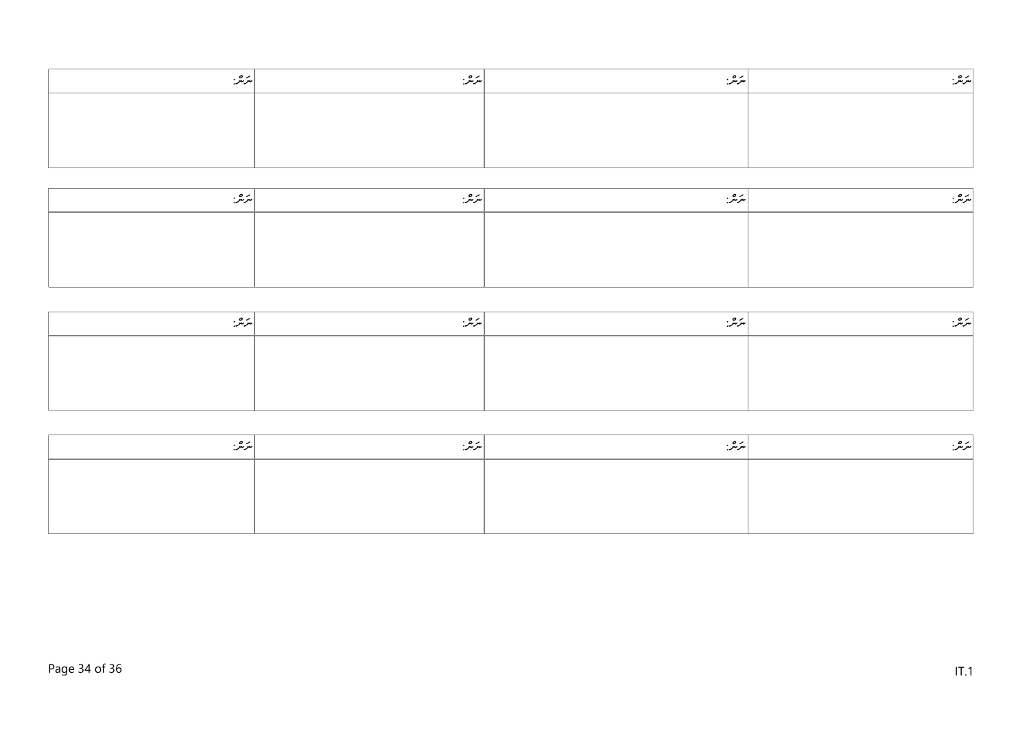| ނަންބަރު: | ނަންބަރު: | ނަންބަރު: | ނަންބަރު: |
|---|---|---|---|
| | | | |

| ނަންބަރު: | ނަންބަރު: | ނަންބަރު: | ނަންބަރު: |
|---|---|---|---|
| | | | |

| ނަންބަރު: | ނަންބަރު: | ނަންބަރު: | ނަންބަރު: |
|---|---|---|---|
| | | | |

| ނަންބަރު: | ނަންބަރު: | ނަންބަރު: | ނަންބަރު: |
|---|---|---|---|
| | | | |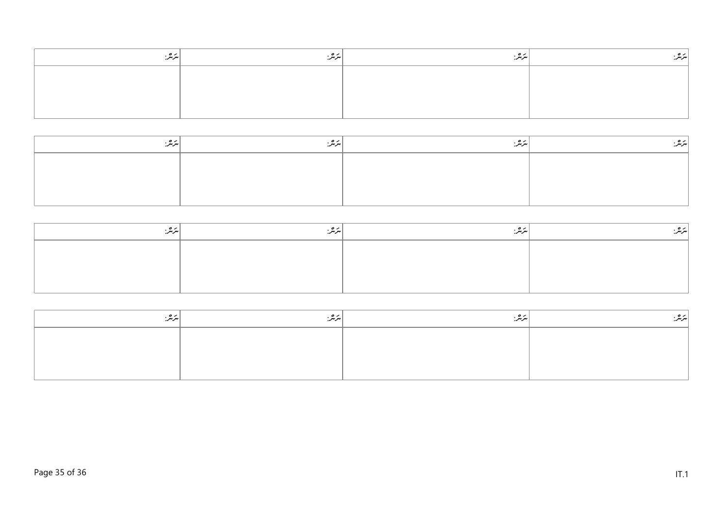| ނަރުދ: | ނަރުދ: | ނަރުދ: | ނަރުދ: |
| --- | --- | --- | --- |
| | | | |

| ނަރުދ: | ނަރުދ: | ނަރުދ: | ނަރުދ: |
| --- | --- | --- | --- |
| | | | |

| ނަރުދ: | ނަރުދ: | ނަރުދ: | ނަރުދ: |
| --- | --- | --- | --- |
| | | | |

| ނަރުދ: | ނަރުދ: | ނަރުދ: | ނަރުދ: |
| --- | --- | --- | --- |
| | | | |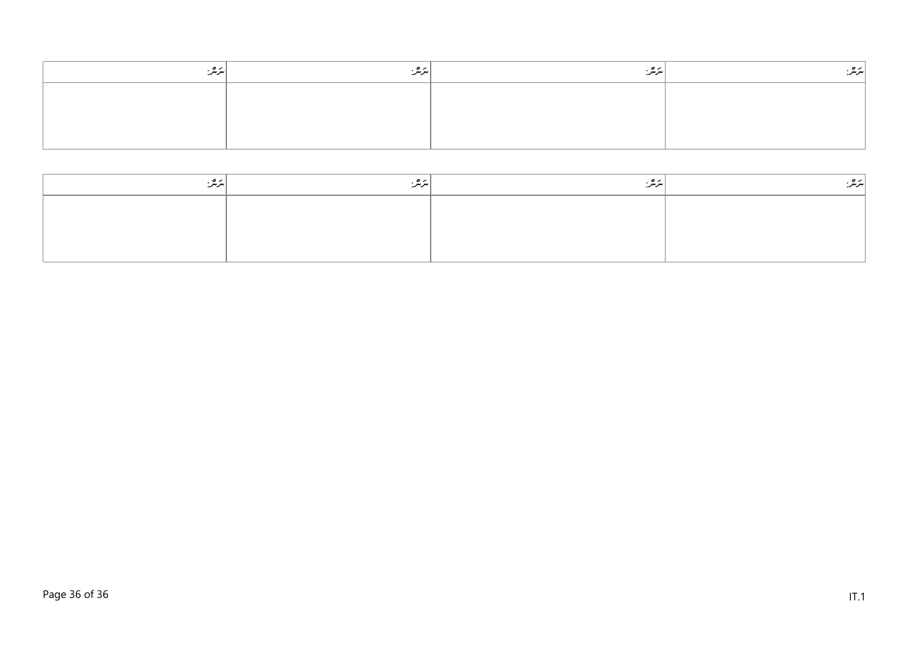| ނަރަދު: | ނަރަދު: | ނަރަދު: | ނަރަދު: |
| --- | --- | --- | --- |
| | | | |

| ނަރަދު: | ނަރަދު: | ނަރަދު: | ނަރަދު: |
| --- | --- | --- | --- |
| | | | |

IT.1